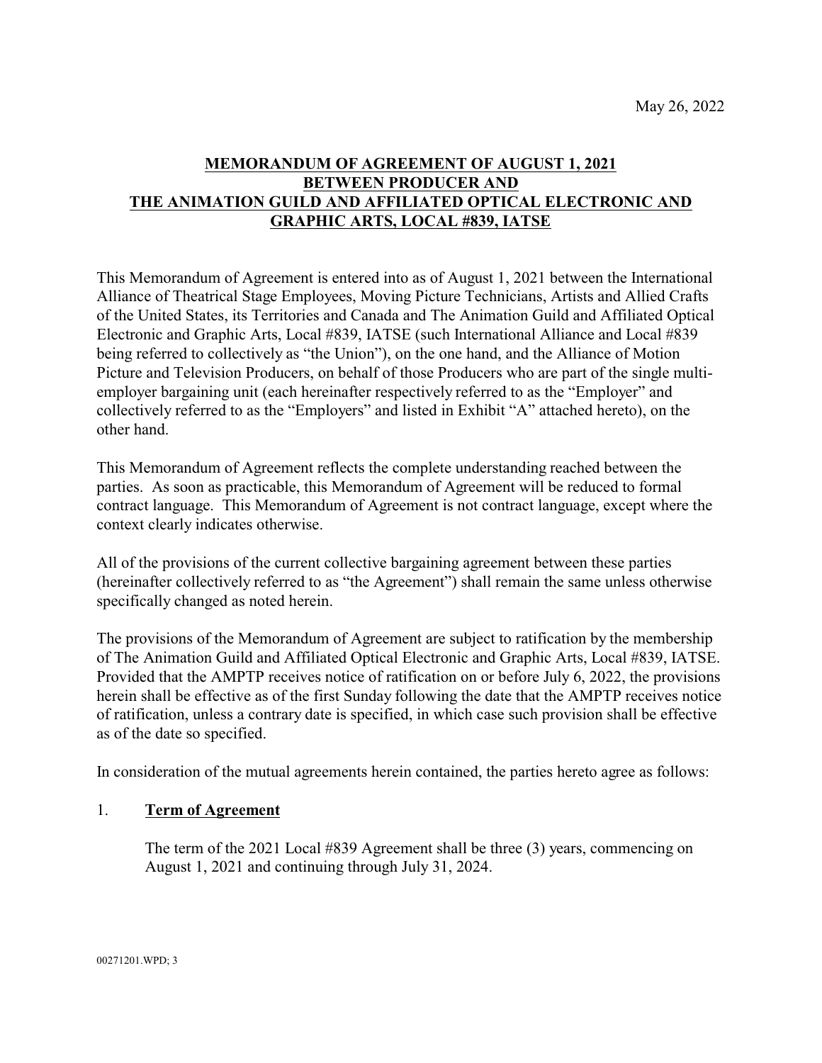May 26, 2022

**MEMORANDUM OF AGREEMENT OF AUGUST 1, 2021 BETWEEN PRODUCER AND THE ANIMATION GUILD AND AFFILIATED OPTICAL ELECTRONIC AND GRAPHIC ARTS, LOCAL #839, IATSE**

This Memorandum of Agreement is entered into as of August 1, 2021 between the International Alliance of Theatrical Stage Employees, Moving Picture Technicians, Artists and Allied Crafts of the United States, its Territories and Canada and The Animation Guild and Affiliated Optical Electronic and Graphic Arts, Local #839, IATSE (such International Alliance and Local #839 being referred to collectively as "the Union"), on the one hand, and the Alliance of Motion Picture and Television Producers, on behalf of those Producers who are part of the single multi-employer bargaining unit (each hereinafter respectively referred to as the "Employer" and collectively referred to as the "Employers" and listed in Exhibit "A" attached hereto), on the other hand.

This Memorandum of Agreement reflects the complete understanding reached between the parties. As soon as practicable, this Memorandum of Agreement will be reduced to formal contract language. This Memorandum of Agreement is not contract language, except where the context clearly indicates otherwise.

All of the provisions of the current collective bargaining agreement between these parties (hereinafter collectively referred to as "the Agreement") shall remain the same unless otherwise specifically changed as noted herein.

The provisions of the Memorandum of Agreement are subject to ratification by the membership of The Animation Guild and Affiliated Optical Electronic and Graphic Arts, Local #839, IATSE. Provided that the AMPTP receives notice of ratification on or before July 6, 2022, the provisions herein shall be effective as of the first Sunday following the date that the AMPTP receives notice of ratification, unless a contrary date is specified, in which case such provision shall be effective as of the date so specified.

In consideration of the mutual agreements herein contained, the parties hereto agree as follows:

1. **Term of Agreement**

   The term of the 2021 Local #839 Agreement shall be three (3) years, commencing on August 1, 2021 and continuing through July 31, 2024.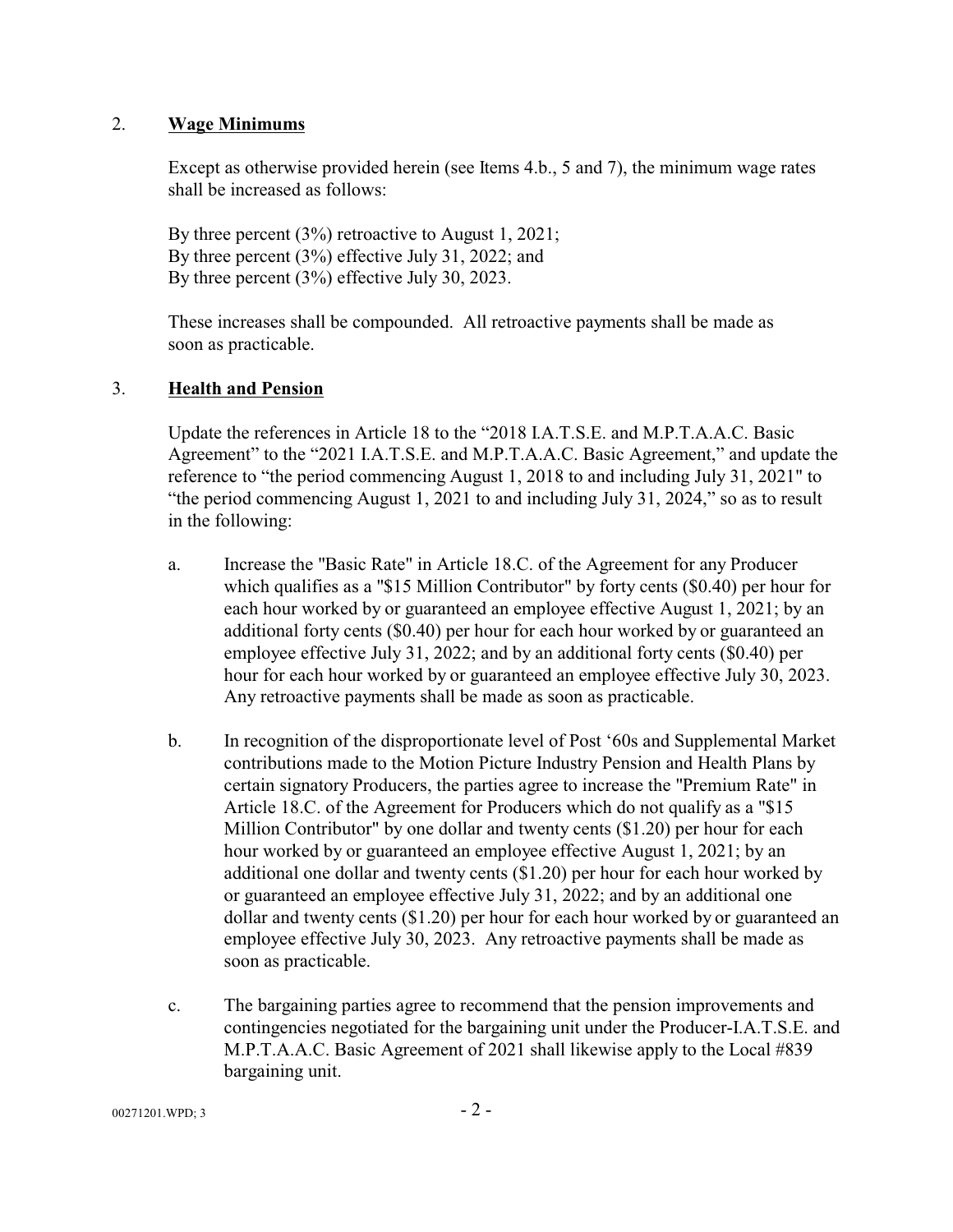## 2. **Wage Minimums**

Except as otherwise provided herein (see Items 4.b., 5 and 7), the minimum wage rates shall be increased as follows:

By three percent (3%) retroactive to August 1, 2021;
By three percent (3%) effective July 31, 2022; and
By three percent (3%) effective July 30, 2023.

These increases shall be compounded. All retroactive payments shall be made as soon as practicable.

## 3. **Health and Pension**

Update the references in Article 18 to the "2018 I.A.T.S.E. and M.P.T.A.A.C. Basic Agreement" to the "2021 I.A.T.S.E. and M.P.T.A.A.C. Basic Agreement," and update the reference to "the period commencing August 1, 2018 to and including July 31, 2021" to "the period commencing August 1, 2021 to and including July 31, 2024," so as to result in the following:

a. Increase the "Basic Rate" in Article 18.C. of the Agreement for any Producer which qualifies as a "$15 Million Contributor" by forty cents ($0.40) per hour for each hour worked by or guaranteed an employee effective August 1, 2021; by an additional forty cents ($0.40) per hour for each hour worked by or guaranteed an employee effective July 31, 2022; and by an additional forty cents ($0.40) per hour for each hour worked by or guaranteed an employee effective July 30, 2023. Any retroactive payments shall be made as soon as practicable.

b. In recognition of the disproportionate level of Post '60s and Supplemental Market contributions made to the Motion Picture Industry Pension and Health Plans by certain signatory Producers, the parties agree to increase the "Premium Rate" in Article 18.C. of the Agreement for Producers which do not qualify as a "$15 Million Contributor" by one dollar and twenty cents ($1.20) per hour for each hour worked by or guaranteed an employee effective August 1, 2021; by an additional one dollar and twenty cents ($1.20) per hour for each hour worked by or guaranteed an employee effective July 31, 2022; and by an additional one dollar and twenty cents ($1.20) per hour for each hour worked by or guaranteed an employee effective July 30, 2023. Any retroactive payments shall be made as soon as practicable.

c. The bargaining parties agree to recommend that the pension improvements and contingencies negotiated for the bargaining unit under the Producer-I.A.T.S.E. and M.P.T.A.A.C. Basic Agreement of 2021 shall likewise apply to the Local #839 bargaining unit.

00271201.WPD; 3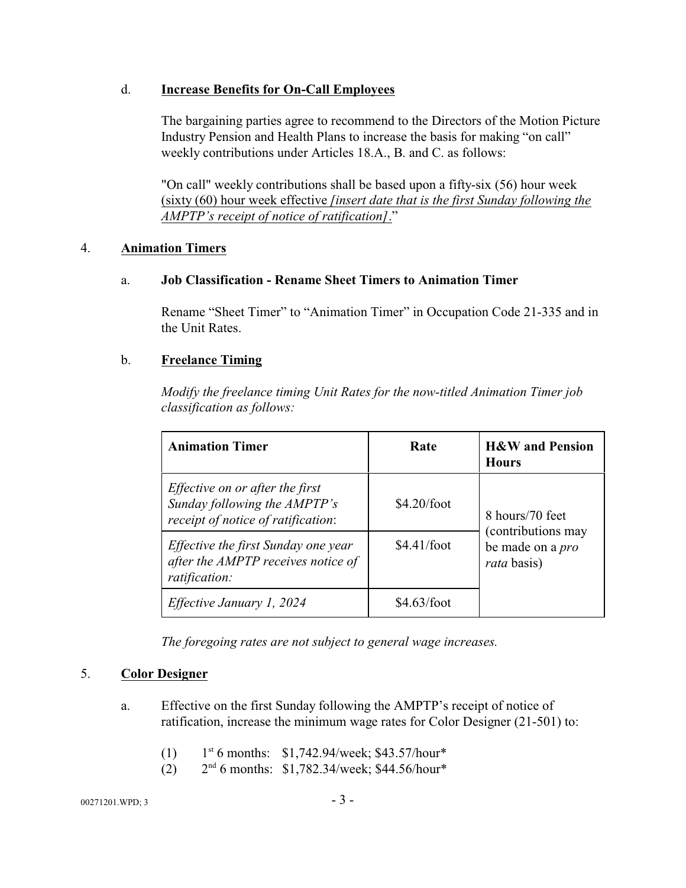d. **Increase Benefits for On-Call Employees**

The bargaining parties agree to recommend to the Directors of the Motion Picture Industry Pension and Health Plans to increase the basis for making "on call" weekly contributions under Articles 18.A., B. and C. as follows:

"On call" weekly contributions shall be based upon a fifty-six (56) hour week <u>(sixty (60) hour week effective *[insert date that is the first Sunday following the AMPTP's receipt of notice of ratification]*</u>."

4. **Animation Timers**

a. **Job Classification - Rename Sheet Timers to Animation Timer**

Rename "Sheet Timer" to "Animation Timer" in Occupation Code 21-335 and in the Unit Rates.

b. **Freelance Timing**

*Modify the freelance timing Unit Rates for the now-titled Animation Timer job classification as follows:*

| **Animation Timer** | **Rate** | **H&W and Pension Hours** |
|---|---|---|
| *Effective on or after the first Sunday following the AMPTP's receipt of notice of ratification*: | $4.20/foot | 8 hours/70 feet (contributions may be made on a *pro rata* basis) |
| *Effective the first Sunday one year after the AMPTP receives notice of ratification:* | $4.41/foot | |
| *Effective January 1, 2024* | $4.63/foot | |

*The foregoing rates are not subject to general wage increases.*

5. **Color Designer**

a. Effective on the first Sunday following the AMPTP's receipt of notice of ratification, increase the minimum wage rates for Color Designer (21-501) to:

(1) 1st 6 months: $1,742.94/week; $43.57/hour*
(2) 2nd 6 months: $1,782.34/week; $44.56/hour*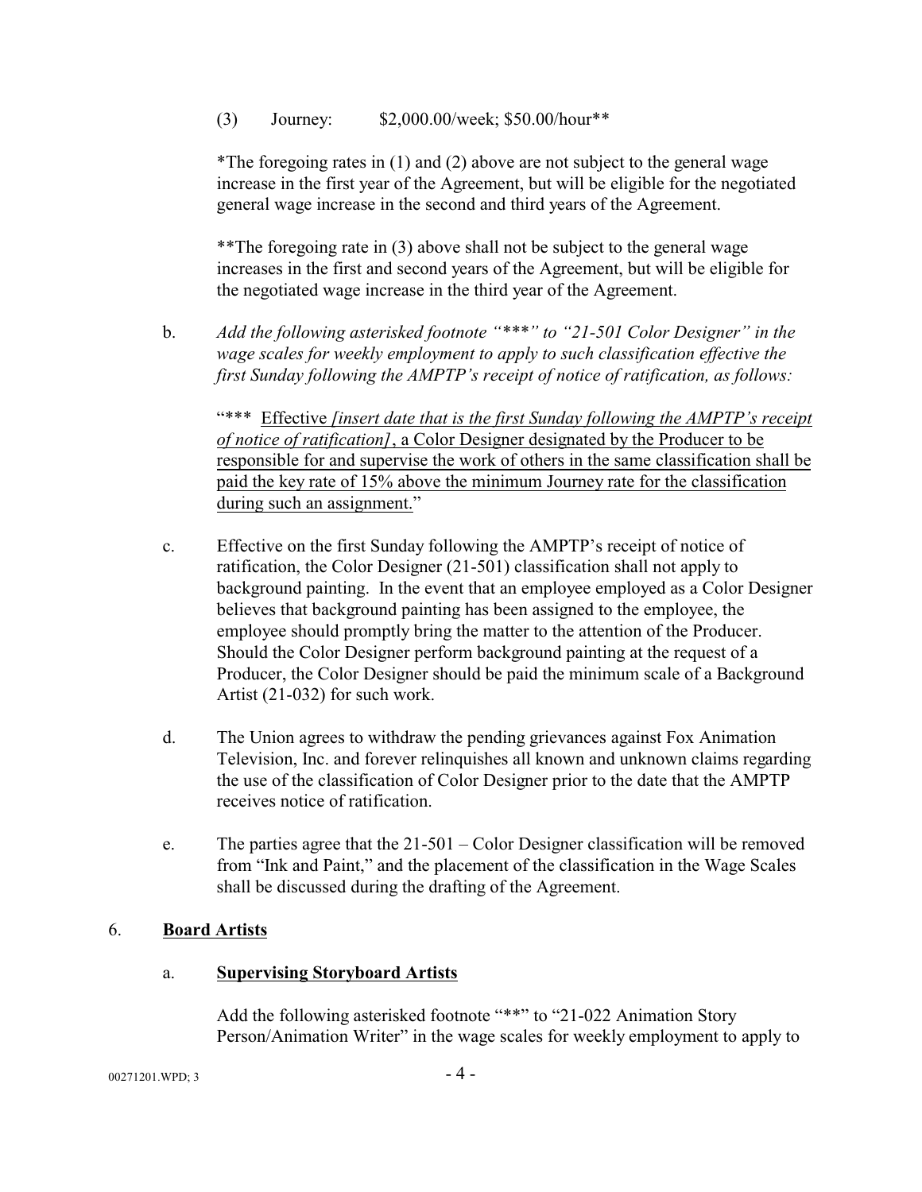(3) Journey: $2,000.00/week; $50.00/hour**

*The foregoing rates in (1) and (2) above are not subject to the general wage increase in the first year of the Agreement, but will be eligible for the negotiated general wage increase in the second and third years of the Agreement.

**The foregoing rate in (3) above shall not be subject to the general wage increases in the first and second years of the Agreement, but will be eligible for the negotiated wage increase in the third year of the Agreement.

b. *Add the following asterisked footnote "***" to "21-501 Color Designer" in the wage scales for weekly employment to apply to such classification effective the first Sunday following the AMPTP's receipt of notice of ratification, as follows:*

"*** <u>Effective *[insert date that is the first Sunday following the AMPTP's receipt of notice of ratification]*, a Color Designer designated by the Producer to be responsible for and supervise the work of others in the same classification shall be paid the key rate of 15% above the minimum Journey rate for the classification during such an assignment.</u>"

c. Effective on the first Sunday following the AMPTP's receipt of notice of ratification, the Color Designer (21-501) classification shall not apply to background painting. In the event that an employee employed as a Color Designer believes that background painting has been assigned to the employee, the employee should promptly bring the matter to the attention of the Producer. Should the Color Designer perform background painting at the request of a Producer, the Color Designer should be paid the minimum scale of a Background Artist (21-032) for such work.

d. The Union agrees to withdraw the pending grievances against Fox Animation Television, Inc. and forever relinquishes all known and unknown claims regarding the use of the classification of Color Designer prior to the date that the AMPTP receives notice of ratification.

e. The parties agree that the 21-501 – Color Designer classification will be removed from "Ink and Paint," and the placement of the classification in the Wage Scales shall be discussed during the drafting of the Agreement.

6. **<u>Board Artists</u>**

a. **<u>Supervising Storyboard Artists</u>**

Add the following asterisked footnote "**" to "21-022 Animation Story Person/Animation Writer" in the wage scales for weekly employment to apply to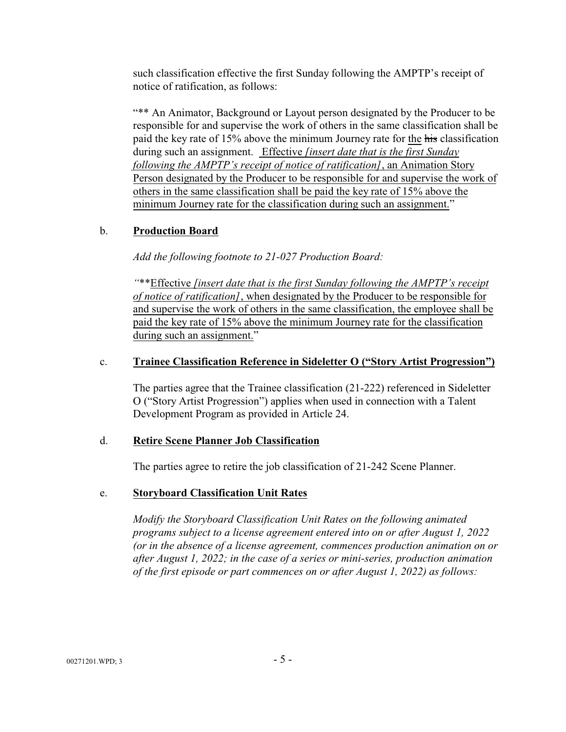such classification effective the first Sunday following the AMPTP's receipt of notice of ratification, as follows:

"** An Animator, Background or Layout person designated by the Producer to be responsible for and supervise the work of others in the same classification shall be paid the key rate of 15% above the minimum Journey rate for <u>the</u> ~~his~~ classification during such an assignment. <u>Effective *[insert date that is the first Sunday following the AMPTP's receipt of notice of ratification]*, an Animation Story Person designated by the Producer to be responsible for and supervise the work of others in the same classification shall be paid the key rate of 15% above the minimum Journey rate for the classification during such an assignment.</u>"

b. **<u>Production Board</u>**

*Add the following footnote to 21-027 Production Board:*

*"*\*\*<u>Effective *[insert date that is the first Sunday following the AMPTP's receipt of notice of ratification]*, when designated by the Producer to be responsible for and supervise the work of others in the same classification, the employee shall be paid the key rate of 15% above the minimum Journey rate for the classification during such an assignment.</u>"

c. **<u>Trainee Classification Reference in Sideletter O ("Story Artist Progression")</u>**

The parties agree that the Trainee classification (21-222) referenced in Sideletter O ("Story Artist Progression") applies when used in connection with a Talent Development Program as provided in Article 24.

d. **<u>Retire Scene Planner Job Classification</u>**

The parties agree to retire the job classification of 21-242 Scene Planner.

e. **<u>Storyboard Classification Unit Rates</u>**

*Modify the Storyboard Classification Unit Rates on the following animated programs subject to a license agreement entered into on or after August 1, 2022 (or in the absence of a license agreement, commences production animation on or after August 1, 2022; in the case of a series or mini-series, production animation of the first episode or part commences on or after August 1, 2022) as follows:*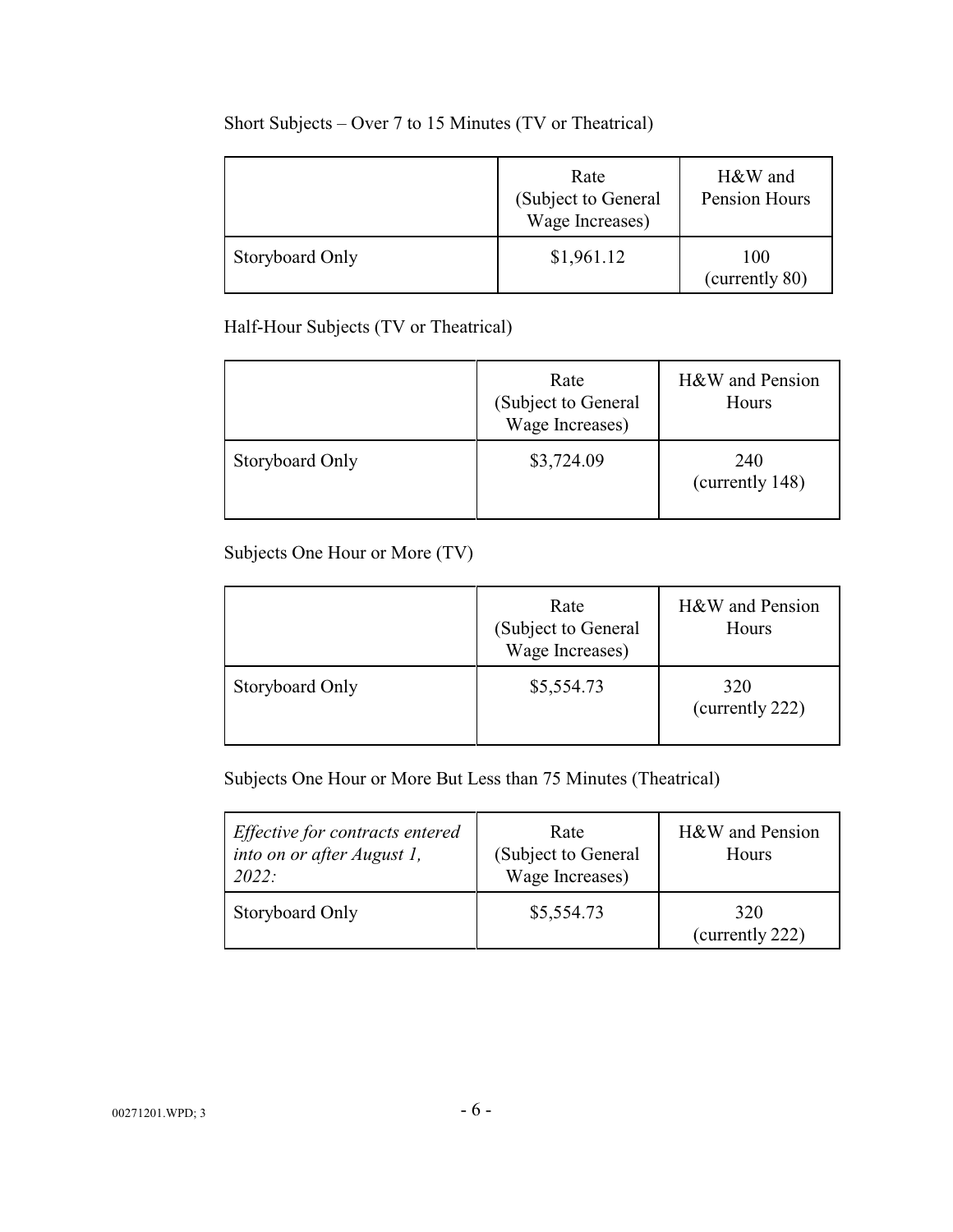Short Subjects – Over 7 to 15 Minutes (TV or Theatrical)

| | Rate (Subject to General Wage Increases) | H&W and Pension Hours |
|---|---|---|
| Storyboard Only | $1,961.12 | 100 (currently 80) |

Half-Hour Subjects (TV or Theatrical)

| | Rate (Subject to General Wage Increases) | H&W and Pension Hours |
|---|---|---|
| Storyboard Only | $3,724.09 | 240 (currently 148) |

Subjects One Hour or More (TV)

| | Rate (Subject to General Wage Increases) | H&W and Pension Hours |
|---|---|---|
| Storyboard Only | $5,554.73 | 320 (currently 222) |

Subjects One Hour or More But Less than 75 Minutes (Theatrical)

| *Effective for contracts entered into on or after August 1, 2022:* | Rate (Subject to General Wage Increases) | H&W and Pension Hours |
|---|---|---|
| Storyboard Only | $5,554.73 | 320 (currently 222) |

00271201.WPD; 3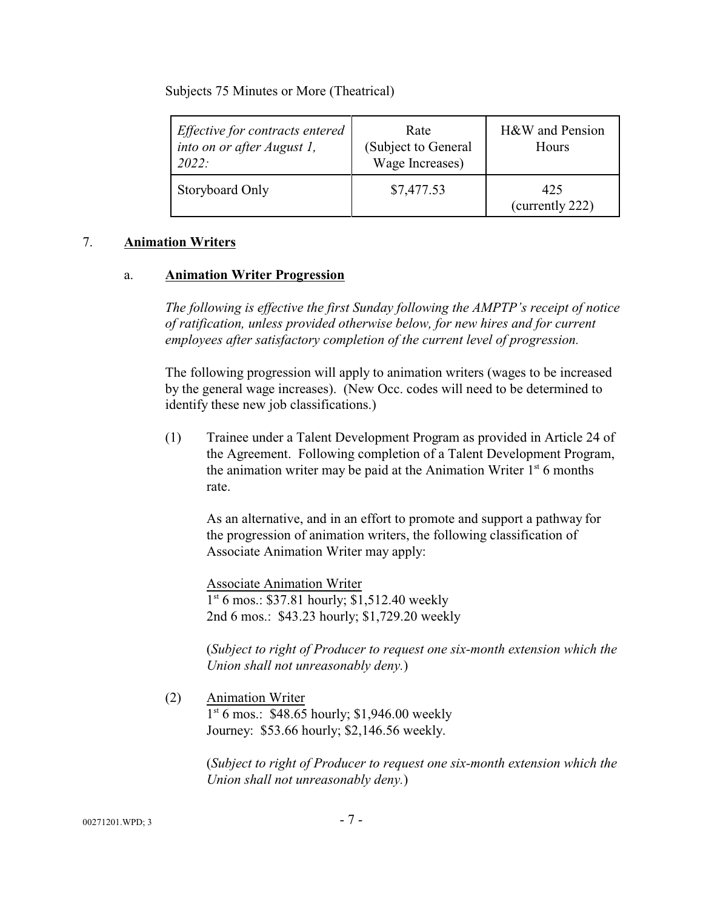Subjects 75 Minutes or More (Theatrical)

| *Effective for contracts entered into on or after August 1, 2022:* | Rate (Subject to General Wage Increases) | H&W and Pension Hours |
|---|---|---|
| Storyboard Only | $7,477.53 | 425 (currently 222) |

7. **Animation Writers**

a. **Animation Writer Progression**

*The following is effective the first Sunday following the AMPTP's receipt of notice of ratification, unless provided otherwise below, for new hires and for current employees after satisfactory completion of the current level of progression.*

The following progression will apply to animation writers (wages to be increased by the general wage increases). (New Occ. codes will need to be determined to identify these new job classifications.)

(1) Trainee under a Talent Development Program as provided in Article 24 of the Agreement. Following completion of a Talent Development Program, the animation writer may be paid at the Animation Writer 1st 6 months rate.

As an alternative, and in an effort to promote and support a pathway for the progression of animation writers, the following classification of Associate Animation Writer may apply:

Associate Animation Writer
1st 6 mos.: $37.81 hourly; $1,512.40 weekly
2nd 6 mos.: $43.23 hourly; $1,729.20 weekly

(*Subject to right of Producer to request one six-month extension which the Union shall not unreasonably deny.*)

(2) Animation Writer
1st 6 mos.: $48.65 hourly; $1,946.00 weekly
Journey: $53.66 hourly; $2,146.56 weekly.

(*Subject to right of Producer to request one six-month extension which the Union shall not unreasonably deny.*)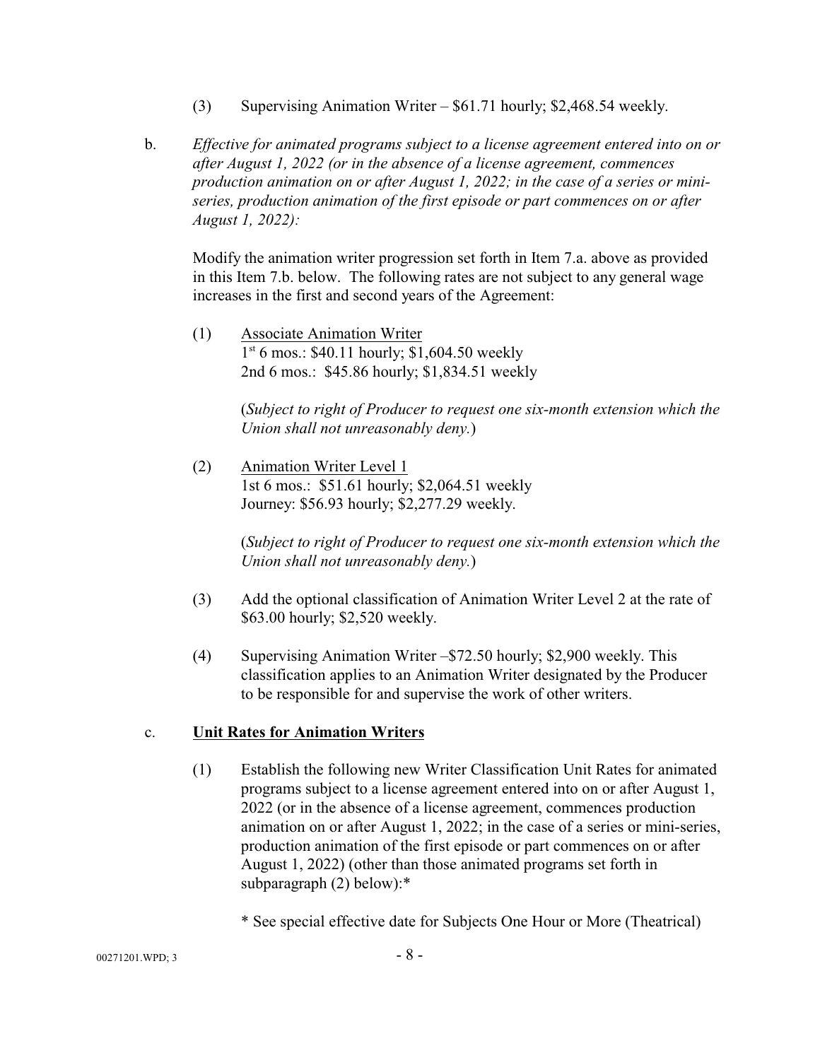(3) Supervising Animation Writer – $61.71 hourly; $2,468.54 weekly.

b. *Effective for animated programs subject to a license agreement entered into on or after August 1, 2022 (or in the absence of a license agreement, commences production animation on or after August 1, 2022; in the case of a series or mini-series, production animation of the first episode or part commences on or after August 1, 2022):*

Modify the animation writer progression set forth in Item 7.a. above as provided in this Item 7.b. below. The following rates are not subject to any general wage increases in the first and second years of the Agreement:

(1) Associate Animation Writer
1st 6 mos.: $40.11 hourly; $1,604.50 weekly
2nd 6 mos.: $45.86 hourly; $1,834.51 weekly

(*Subject to right of Producer to request one six-month extension which the Union shall not unreasonably deny.*)

(2) Animation Writer Level 1
1st 6 mos.: $51.61 hourly; $2,064.51 weekly
Journey: $56.93 hourly; $2,277.29 weekly.

(*Subject to right of Producer to request one six-month extension which the Union shall not unreasonably deny.*)

(3) Add the optional classification of Animation Writer Level 2 at the rate of $63.00 hourly; $2,520 weekly.

(4) Supervising Animation Writer –$72.50 hourly; $2,900 weekly. This classification applies to an Animation Writer designated by the Producer to be responsible for and supervise the work of other writers.

c. **Unit Rates for Animation Writers**

(1) Establish the following new Writer Classification Unit Rates for animated programs subject to a license agreement entered into on or after August 1, 2022 (or in the absence of a license agreement, commences production animation on or after August 1, 2022; in the case of a series or mini-series, production animation of the first episode or part commences on or after August 1, 2022) (other than those animated programs set forth in subparagraph (2) below):*

\* See special effective date for Subjects One Hour or More (Theatrical)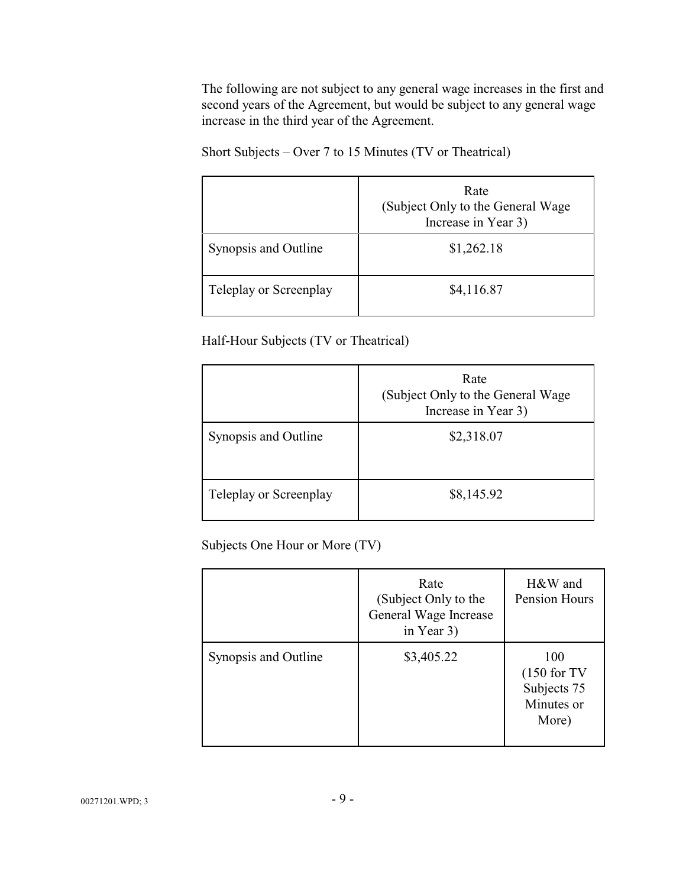The following are not subject to any general wage increases in the first and second years of the Agreement, but would be subject to any general wage increase in the third year of the Agreement.

Short Subjects – Over 7 to 15 Minutes (TV or Theatrical)

| | Rate (Subject Only to the General Wage Increase in Year 3) |
|---|---|
| Synopsis and Outline | $1,262.18 |
| Teleplay or Screenplay | $4,116.87 |

Half-Hour Subjects (TV or Theatrical)

| | Rate (Subject Only to the General Wage Increase in Year 3) |
|---|---|
| Synopsis and Outline | $2,318.07 |
| Teleplay or Screenplay | $8,145.92 |

Subjects One Hour or More (TV)

| | Rate (Subject Only to the General Wage Increase in Year 3) | H&W and Pension Hours |
|---|---|---|
| Synopsis and Outline | $3,405.22 | 100 (150 for TV Subjects 75 Minutes or More) |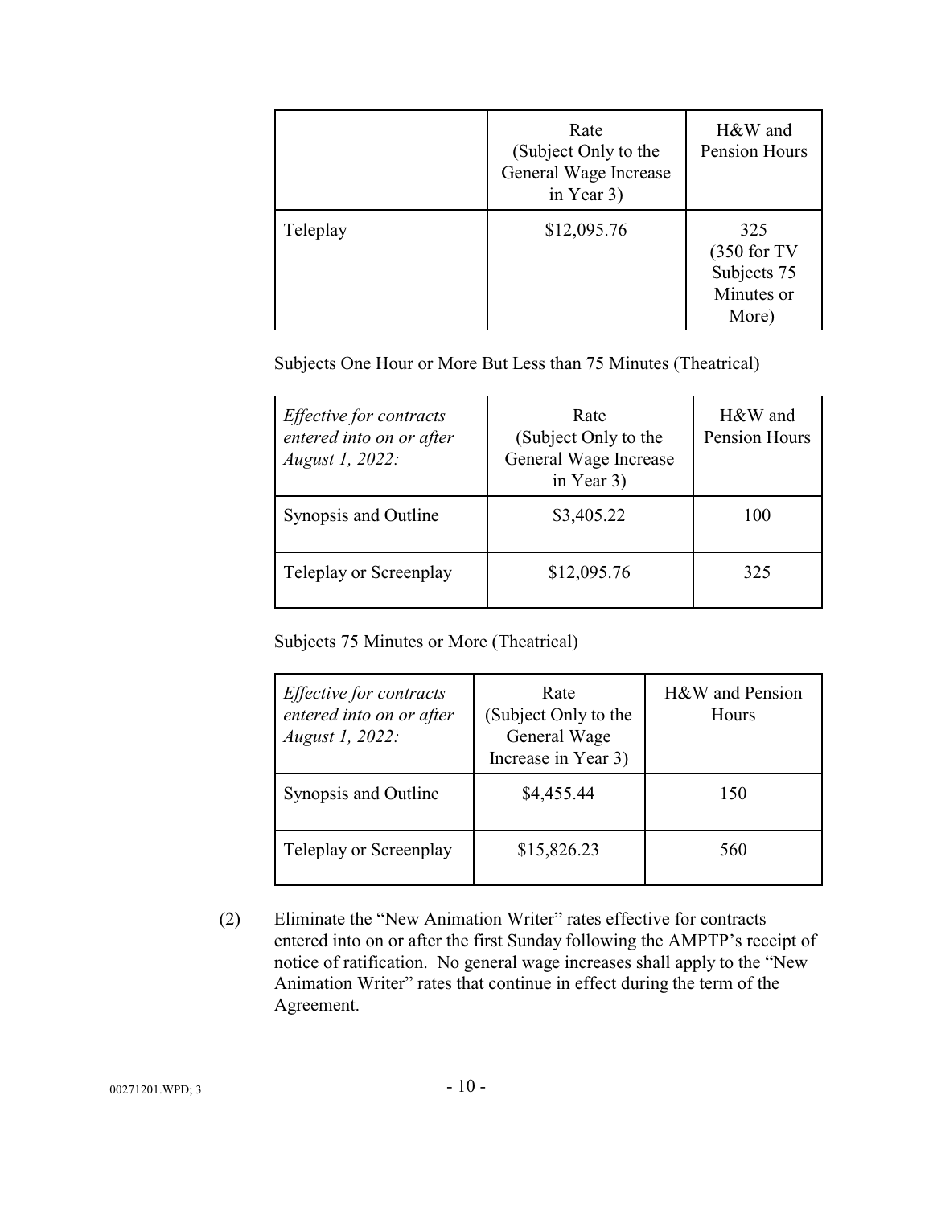| | Rate (Subject Only to the General Wage Increase in Year 3) | H&W and Pension Hours |
|---|---|---|
| Teleplay | $12,095.76 | 325 (350 for TV Subjects 75 Minutes or More) |

Subjects One Hour or More But Less than 75 Minutes (Theatrical)

| *Effective for contracts entered into on or after August 1, 2022:* | Rate (Subject Only to the General Wage Increase in Year 3) | H&W and Pension Hours |
|---|---|---|
| Synopsis and Outline | $3,405.22 | 100 |
| Teleplay or Screenplay | $12,095.76 | 325 |

Subjects 75 Minutes or More (Theatrical)

| *Effective for contracts entered into on or after August 1, 2022:* | Rate (Subject Only to the General Wage Increase in Year 3) | H&W and Pension Hours |
|---|---|---|
| Synopsis and Outline | $4,455.44 | 150 |
| Teleplay or Screenplay | $15,826.23 | 560 |

(2) Eliminate the "New Animation Writer" rates effective for contracts entered into on or after the first Sunday following the AMPTP's receipt of notice of ratification. No general wage increases shall apply to the "New Animation Writer" rates that continue in effect during the term of the Agreement.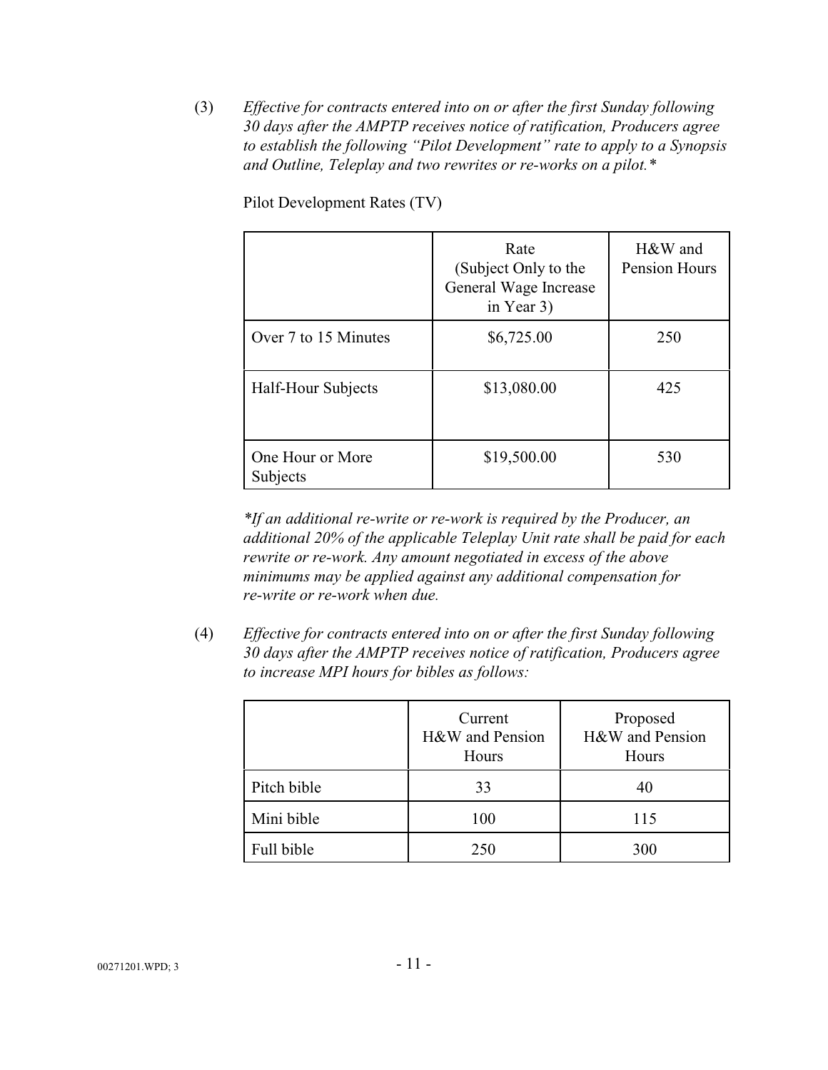(3) *Effective for contracts entered into on or after the first Sunday following 30 days after the AMPTP receives notice of ratification, Producers agree to establish the following "Pilot Development" rate to apply to a Synopsis and Outline, Teleplay and two rewrites or re-works on a pilot.**

Pilot Development Rates (TV)

| | Rate (Subject Only to the General Wage Increase in Year 3) | H&W and Pension Hours |
|---|---|---|
| Over 7 to 15 Minutes | $6,725.00 | 250 |
| Half-Hour Subjects | $13,080.00 | 425 |
| One Hour or More Subjects | $19,500.00 | 530 |

**If an additional re-write or re-work is required by the Producer, an additional 20% of the applicable Teleplay Unit rate shall be paid for each rewrite or re-work. Any amount negotiated in excess of the above minimums may be applied against any additional compensation for re-write or re-work when due.*

(4) *Effective for contracts entered into on or after the first Sunday following 30 days after the AMPTP receives notice of ratification, Producers agree to increase MPI hours for bibles as follows:*

| | Current H&W and Pension Hours | Proposed H&W and Pension Hours |
|---|---|---|
| Pitch bible | 33 | 40 |
| Mini bible | 100 | 115 |
| Full bible | 250 | 300 |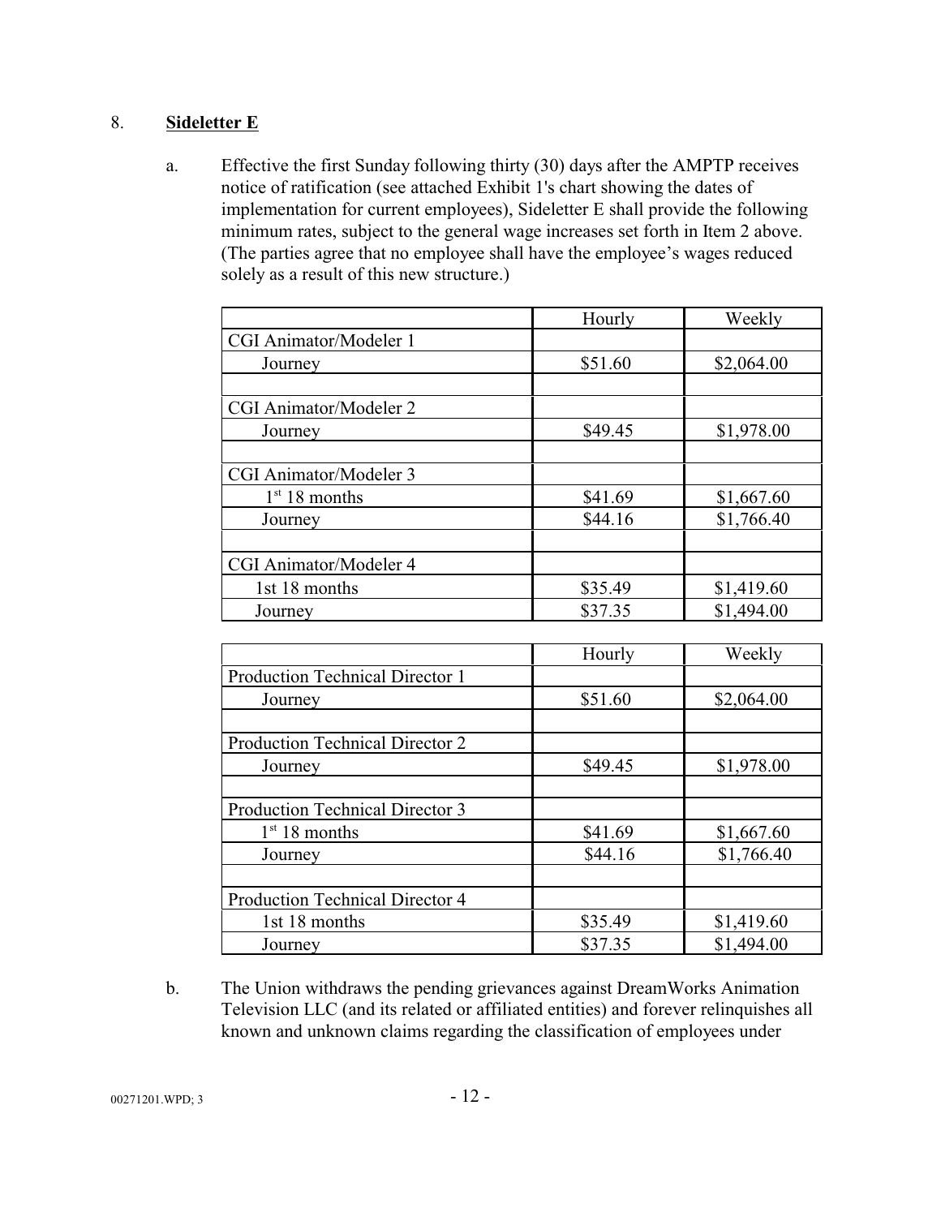8. **<u>Sideletter E</u>**

a. Effective the first Sunday following thirty (30) days after the AMPTP receives notice of ratification (see attached Exhibit 1's chart showing the dates of implementation for current employees), Sideletter E shall provide the following minimum rates, subject to the general wage increases set forth in Item 2 above. (The parties agree that no employee shall have the employee's wages reduced solely as a result of this new structure.)

| | Hourly | Weekly |
|---|---|---|
| CGI Animator/Modeler 1 | | |
| Journey | $51.60 | $2,064.00 |
| | | |
| CGI Animator/Modeler 2 | | |
| Journey | $49.45 | $1,978.00 |
| | | |
| CGI Animator/Modeler 3 | | |
| 1st 18 months | $41.69 | $1,667.60 |
| Journey | $44.16 | $1,766.40 |
| | | |
| CGI Animator/Modeler 4 | | |
| 1st 18 months | $35.49 | $1,419.60 |
| Journey | $37.35 | $1,494.00 |

| | Hourly | Weekly |
|---|---|---|
| Production Technical Director 1 | | |
| Journey | $51.60 | $2,064.00 |
| | | |
| Production Technical Director 2 | | |
| Journey | $49.45 | $1,978.00 |
| | | |
| Production Technical Director 3 | | |
| 1st 18 months | $41.69 | $1,667.60 |
| Journey | $44.16 | $1,766.40 |
| | | |
| Production Technical Director 4 | | |
| 1st 18 months | $35.49 | $1,419.60 |
| Journey | $37.35 | $1,494.00 |

b. The Union withdraws the pending grievances against DreamWorks Animation Television LLC (and its related or affiliated entities) and forever relinquishes all known and unknown claims regarding the classification of employees under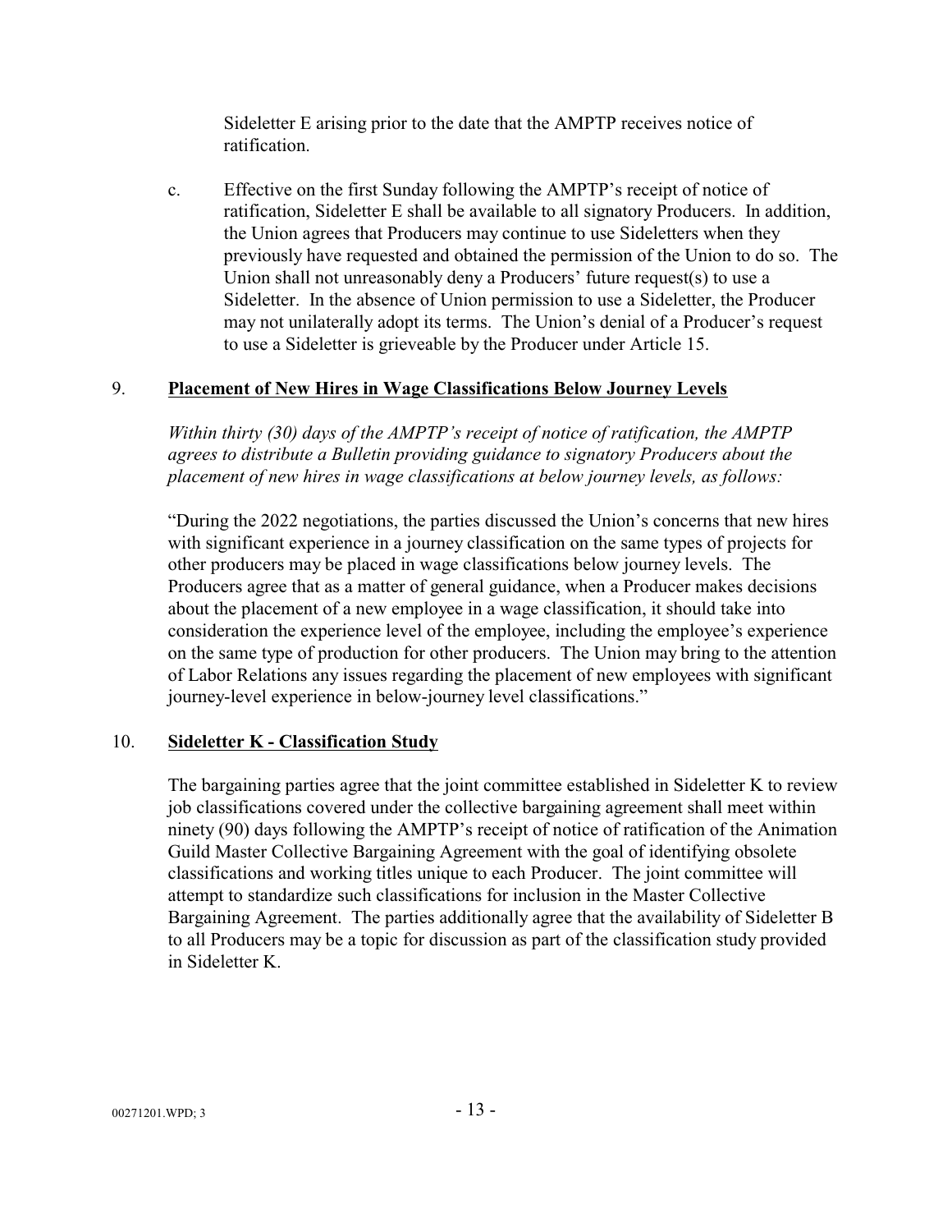Sideletter E arising prior to the date that the AMPTP receives notice of ratification.

c. Effective on the first Sunday following the AMPTP's receipt of notice of ratification, Sideletter E shall be available to all signatory Producers. In addition, the Union agrees that Producers may continue to use Sideletters when they previously have requested and obtained the permission of the Union to do so. The Union shall not unreasonably deny a Producers' future request(s) to use a Sideletter. In the absence of Union permission to use a Sideletter, the Producer may not unilaterally adopt its terms. The Union's denial of a Producer's request to use a Sideletter is grieveable by the Producer under Article 15.

## 9. Placement of New Hires in Wage Classifications Below Journey Levels

*Within thirty (30) days of the AMPTP's receipt of notice of ratification, the AMPTP agrees to distribute a Bulletin providing guidance to signatory Producers about the placement of new hires in wage classifications at below journey levels, as follows:*

"During the 2022 negotiations, the parties discussed the Union's concerns that new hires with significant experience in a journey classification on the same types of projects for other producers may be placed in wage classifications below journey levels. The Producers agree that as a matter of general guidance, when a Producer makes decisions about the placement of a new employee in a wage classification, it should take into consideration the experience level of the employee, including the employee's experience on the same type of production for other producers. The Union may bring to the attention of Labor Relations any issues regarding the placement of new employees with significant journey-level experience in below-journey level classifications."

## 10. Sideletter K - Classification Study

The bargaining parties agree that the joint committee established in Sideletter K to review job classifications covered under the collective bargaining agreement shall meet within ninety (90) days following the AMPTP's receipt of notice of ratification of the Animation Guild Master Collective Bargaining Agreement with the goal of identifying obsolete classifications and working titles unique to each Producer. The joint committee will attempt to standardize such classifications for inclusion in the Master Collective Bargaining Agreement. The parties additionally agree that the availability of Sideletter B to all Producers may be a topic for discussion as part of the classification study provided in Sideletter K.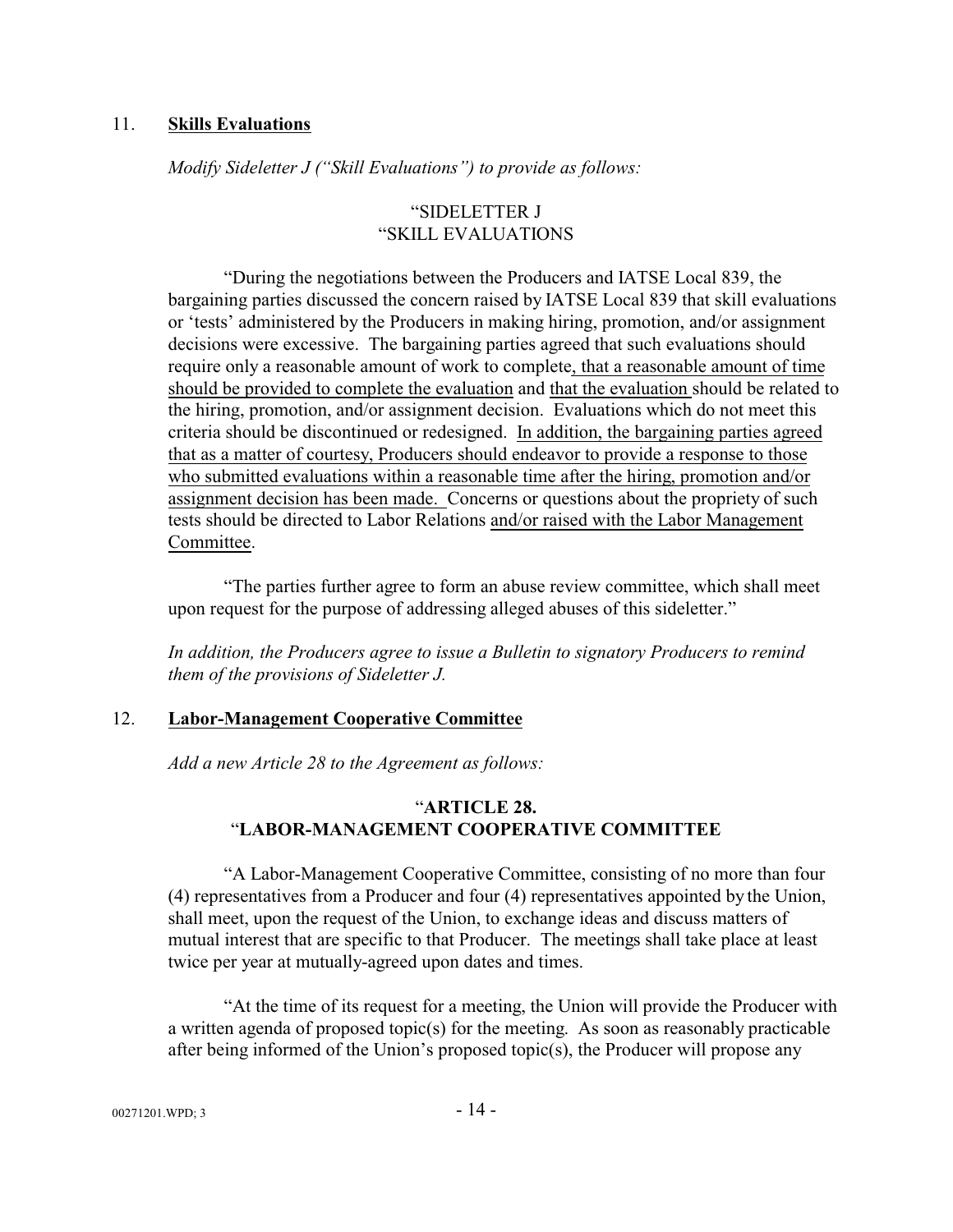## 11. **Skills Evaluations**

*Modify Sideletter J ("Skill Evaluations") to provide as follows:*

"SIDELETTER J
"SKILL EVALUATIONS

"During the negotiations between the Producers and IATSE Local 839, the bargaining parties discussed the concern raised by IATSE Local 839 that skill evaluations or 'tests' administered by the Producers in making hiring, promotion, and/or assignment decisions were excessive. The bargaining parties agreed that such evaluations should require only a reasonable amount of work to complete, that a reasonable amount of time should be provided to complete the evaluation and that the evaluation should be related to the hiring, promotion, and/or assignment decision. Evaluations which do not meet this criteria should be discontinued or redesigned. In addition, the bargaining parties agreed that as a matter of courtesy, Producers should endeavor to provide a response to those who submitted evaluations within a reasonable time after the hiring, promotion and/or assignment decision has been made. Concerns or questions about the propriety of such tests should be directed to Labor Relations and/or raised with the Labor Management Committee.

"The parties further agree to form an abuse review committee, which shall meet upon request for the purpose of addressing alleged abuses of this sideletter."

*In addition, the Producers agree to issue a Bulletin to signatory Producers to remind them of the provisions of Sideletter J.*

## 12. **Labor-Management Cooperative Committee**

*Add a new Article 28 to the Agreement as follows:*

"**ARTICLE 28.**
"**LABOR-MANAGEMENT COOPERATIVE COMMITTEE**

"A Labor-Management Cooperative Committee, consisting of no more than four (4) representatives from a Producer and four (4) representatives appointed by the Union, shall meet, upon the request of the Union, to exchange ideas and discuss matters of mutual interest that are specific to that Producer. The meetings shall take place at least twice per year at mutually-agreed upon dates and times.

"At the time of its request for a meeting, the Union will provide the Producer with a written agenda of proposed topic(s) for the meeting. As soon as reasonably practicable after being informed of the Union's proposed topic(s), the Producer will propose any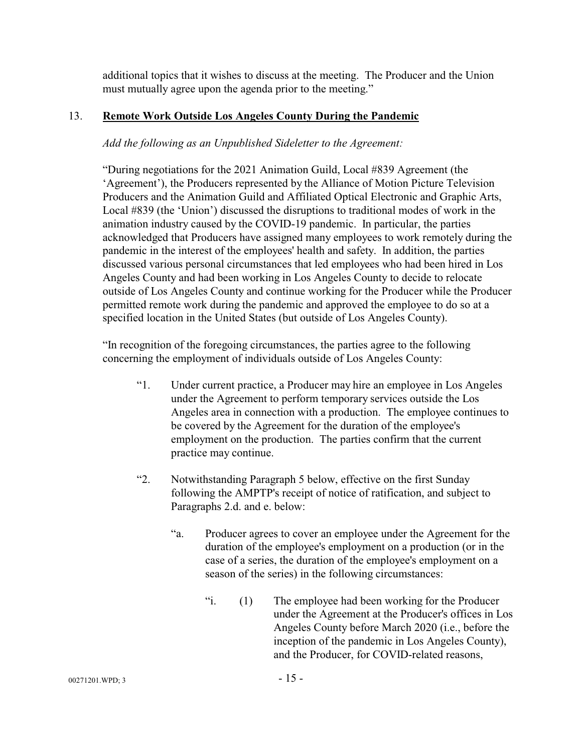additional topics that it wishes to discuss at the meeting. The Producer and the Union must mutually agree upon the agenda prior to the meeting."

13. **Remote Work Outside Los Angeles County During the Pandemic**

*Add the following as an Unpublished Sideletter to the Agreement:*

"During negotiations for the 2021 Animation Guild, Local #839 Agreement (the 'Agreement'), the Producers represented by the Alliance of Motion Picture Television Producers and the Animation Guild and Affiliated Optical Electronic and Graphic Arts, Local #839 (the 'Union') discussed the disruptions to traditional modes of work in the animation industry caused by the COVID-19 pandemic. In particular, the parties acknowledged that Producers have assigned many employees to work remotely during the pandemic in the interest of the employees' health and safety. In addition, the parties discussed various personal circumstances that led employees who had been hired in Los Angeles County and had been working in Los Angeles County to decide to relocate outside of Los Angeles County and continue working for the Producer while the Producer permitted remote work during the pandemic and approved the employee to do so at a specified location in the United States (but outside of Los Angeles County).

"In recognition of the foregoing circumstances, the parties agree to the following concerning the employment of individuals outside of Los Angeles County:

"1. Under current practice, a Producer may hire an employee in Los Angeles under the Agreement to perform temporary services outside the Los Angeles area in connection with a production. The employee continues to be covered by the Agreement for the duration of the employee's employment on the production. The parties confirm that the current practice may continue.

"2. Notwithstanding Paragraph 5 below, effective on the first Sunday following the AMPTP's receipt of notice of ratification, and subject to Paragraphs 2.d. and e. below:

"a. Producer agrees to cover an employee under the Agreement for the duration of the employee's employment on a production (or in the case of a series, the duration of the employee's employment on a season of the series) in the following circumstances:

"i. (1) The employee had been working for the Producer under the Agreement at the Producer's offices in Los Angeles County before March 2020 (i.e., before the inception of the pandemic in Los Angeles County), and the Producer, for COVID-related reasons,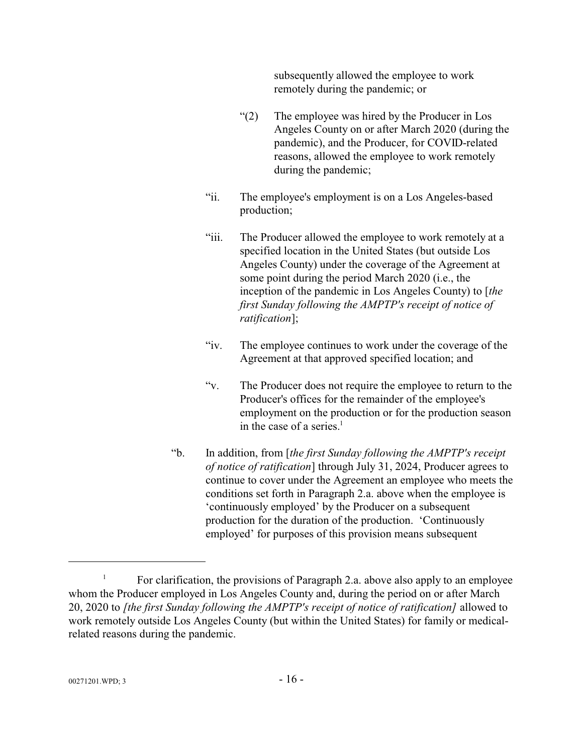subsequently allowed the employee to work remotely during the pandemic; or

“(2) The employee was hired by the Producer in Los Angeles County on or after March 2020 (during the pandemic), and the Producer, for COVID-related reasons, allowed the employee to work remotely during the pandemic;

“ii. The employee's employment is on a Los Angeles-based production;

“iii. The Producer allowed the employee to work remotely at a specified location in the United States (but outside Los Angeles County) under the coverage of the Agreement at some point during the period March 2020 (i.e., the inception of the pandemic in Los Angeles County) to [*the first Sunday following the AMPTP's receipt of notice of ratification*];

“iv. The employee continues to work under the coverage of the Agreement at that approved specified location; and

“v. The Producer does not require the employee to return to the Producer's offices for the remainder of the employee's employment on the production or for the production season in the case of a series.[1]

“b. In addition, from [*the first Sunday following the AMPTP's receipt of notice of ratification*] through July 31, 2024, Producer agrees to continue to cover under the Agreement an employee who meets the conditions set forth in Paragraph 2.a. above when the employee is ‘continuously employed’ by the Producer on a subsequent production for the duration of the production. ‘Continuously employed’ for purposes of this provision means subsequent

---

[1] For clarification, the provisions of Paragraph 2.a. above also apply to an employee whom the Producer employed in Los Angeles County and, during the period on or after March 20, 2020 to *[the first Sunday following the AMPTP's receipt of notice of ratification]* allowed to work remotely outside Los Angeles County (but within the United States) for family or medical-related reasons during the pandemic.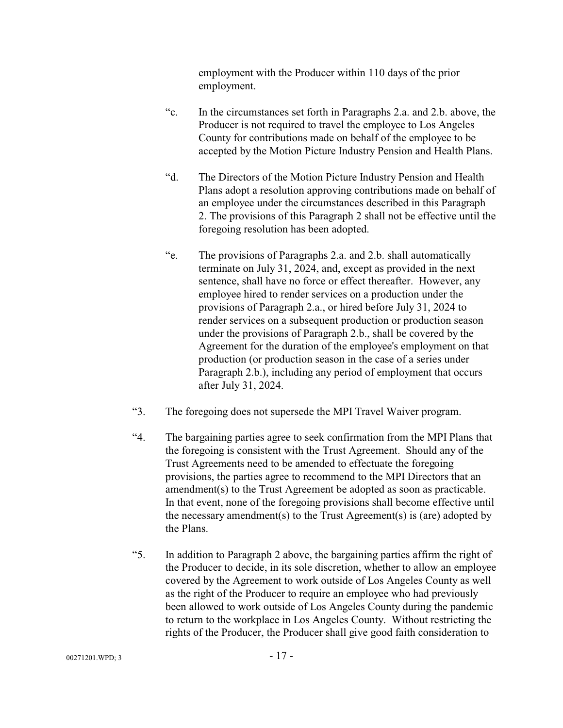employment with the Producer within 110 days of the prior employment.

“c. In the circumstances set forth in Paragraphs 2.a. and 2.b. above, the Producer is not required to travel the employee to Los Angeles County for contributions made on behalf of the employee to be accepted by the Motion Picture Industry Pension and Health Plans.

“d. The Directors of the Motion Picture Industry Pension and Health Plans adopt a resolution approving contributions made on behalf of an employee under the circumstances described in this Paragraph 2. The provisions of this Paragraph 2 shall not be effective until the foregoing resolution has been adopted.

“e. The provisions of Paragraphs 2.a. and 2.b. shall automatically terminate on July 31, 2024, and, except as provided in the next sentence, shall have no force or effect thereafter. However, any employee hired to render services on a production under the provisions of Paragraph 2.a., or hired before July 31, 2024 to render services on a subsequent production or production season under the provisions of Paragraph 2.b., shall be covered by the Agreement for the duration of the employee's employment on that production (or production season in the case of a series under Paragraph 2.b.), including any period of employment that occurs after July 31, 2024.

“3. The foregoing does not supersede the MPI Travel Waiver program.

“4. The bargaining parties agree to seek confirmation from the MPI Plans that the foregoing is consistent with the Trust Agreement. Should any of the Trust Agreements need to be amended to effectuate the foregoing provisions, the parties agree to recommend to the MPI Directors that an amendment(s) to the Trust Agreement be adopted as soon as practicable. In that event, none of the foregoing provisions shall become effective until the necessary amendment(s) to the Trust Agreement(s) is (are) adopted by the Plans.

“5. In addition to Paragraph 2 above, the bargaining parties affirm the right of the Producer to decide, in its sole discretion, whether to allow an employee covered by the Agreement to work outside of Los Angeles County as well as the right of the Producer to require an employee who had previously been allowed to work outside of Los Angeles County during the pandemic to return to the workplace in Los Angeles County. Without restricting the rights of the Producer, the Producer shall give good faith consideration to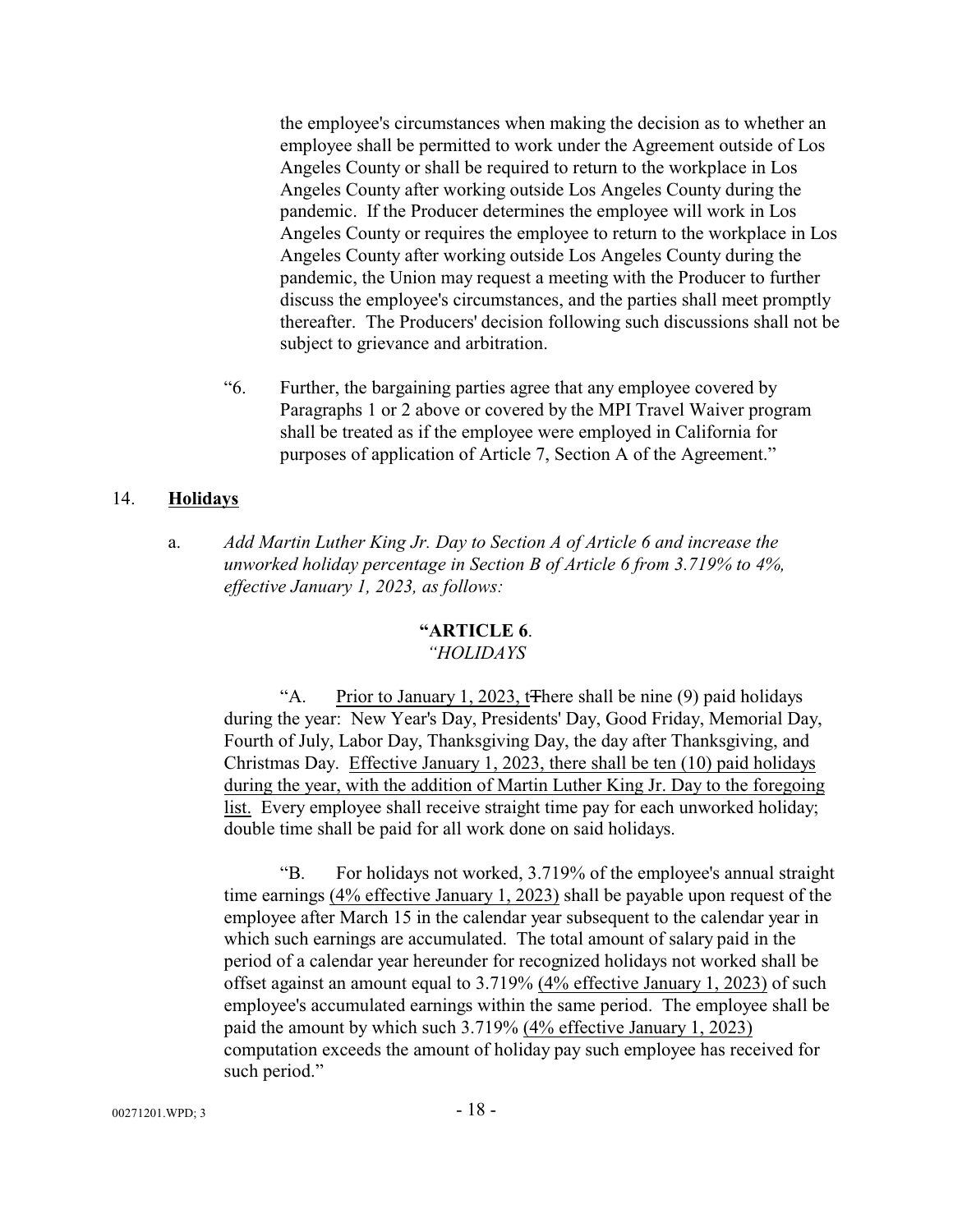the employee's circumstances when making the decision as to whether an employee shall be permitted to work under the Agreement outside of Los Angeles County or shall be required to return to the workplace in Los Angeles County after working outside Los Angeles County during the pandemic. If the Producer determines the employee will work in Los Angeles County or requires the employee to return to the workplace in Los Angeles County after working outside Los Angeles County during the pandemic, the Union may request a meeting with the Producer to further discuss the employee's circumstances, and the parties shall meet promptly thereafter. The Producers' decision following such discussions shall not be subject to grievance and arbitration.

"6. Further, the bargaining parties agree that any employee covered by Paragraphs 1 or 2 above or covered by the MPI Travel Waiver program shall be treated as if the employee were employed in California for purposes of application of Article 7, Section A of the Agreement."

14. **Holidays**

a. *Add Martin Luther King Jr. Day to Section A of Article 6 and increase the unworked holiday percentage in Section B of Article 6 from 3.719% to 4%, effective January 1, 2023, as follows:*

**"ARTICLE 6**.
*"HOLIDAYS*

"A. <u>Prior to January 1, 2023, t</u>~~T~~here shall be nine (9) paid holidays during the year: New Year's Day, Presidents' Day, Good Friday, Memorial Day, Fourth of July, Labor Day, Thanksgiving Day, the day after Thanksgiving, and Christmas Day. <u>Effective January 1, 2023, there shall be ten (10) paid holidays during the year, with the addition of Martin Luther King Jr. Day to the foregoing list.</u> Every employee shall receive straight time pay for each unworked holiday; double time shall be paid for all work done on said holidays.

"B. For holidays not worked, 3.719% of the employee's annual straight time earnings <u>(4% effective January 1, 2023)</u> shall be payable upon request of the employee after March 15 in the calendar year subsequent to the calendar year in which such earnings are accumulated. The total amount of salary paid in the period of a calendar year hereunder for recognized holidays not worked shall be offset against an amount equal to 3.719% <u>(4% effective January 1, 2023)</u> of such employee's accumulated earnings within the same period. The employee shall be paid the amount by which such 3.719% <u>(4% effective January 1, 2023)</u> computation exceeds the amount of holiday pay such employee has received for such period."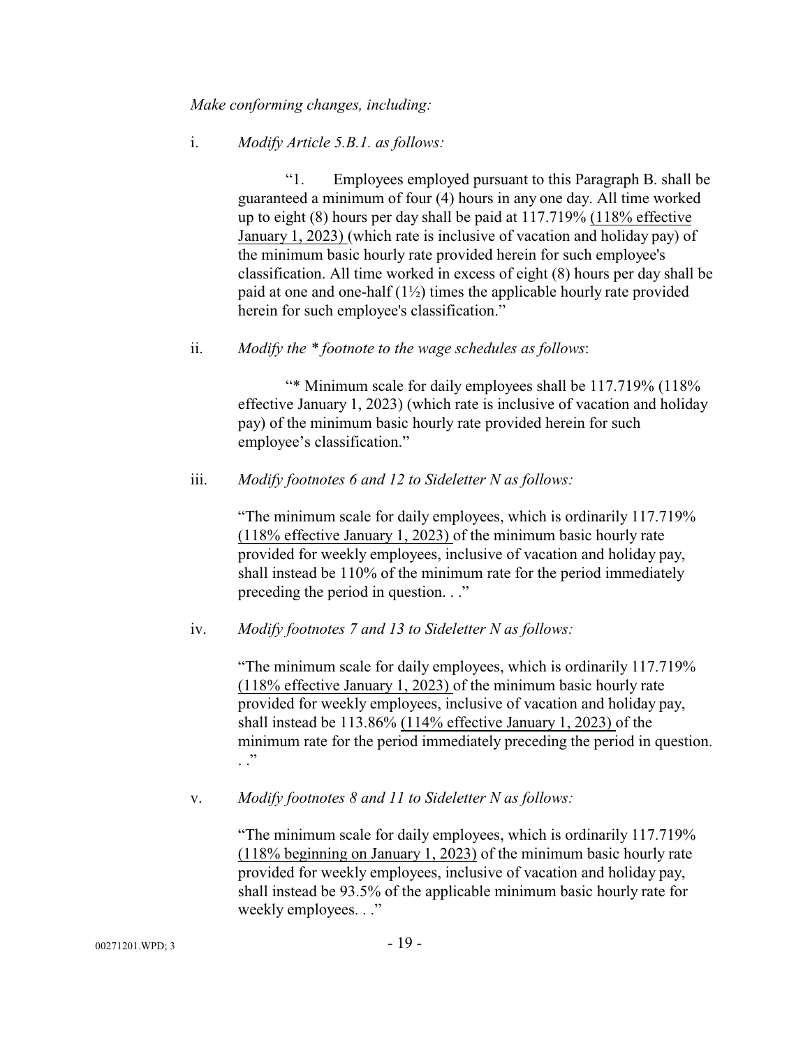*Make conforming changes, including:*

i. *Modify Article 5.B.1. as follows:*

> "1. Employees employed pursuant to this Paragraph B. shall be guaranteed a minimum of four (4) hours in any one day. All time worked up to eight (8) hours per day shall be paid at 117.719% <u>(118% effective January 1, 2023)</u> (which rate is inclusive of vacation and holiday pay) of the minimum basic hourly rate provided herein for such employee's classification. All time worked in excess of eight (8) hours per day shall be paid at one and one-half (1½) times the applicable hourly rate provided herein for such employee's classification."

ii. *Modify the * footnote to the wage schedules as follows*:

> "* Minimum scale for daily employees shall be 117.719% (118% effective January 1, 2023) (which rate is inclusive of vacation and holiday pay) of the minimum basic hourly rate provided herein for such employee's classification."

iii. *Modify footnotes 6 and 12 to Sideletter N as follows:*

> "The minimum scale for daily employees, which is ordinarily 117.719% <u>(118% effective January 1, 2023)</u> of the minimum basic hourly rate provided for weekly employees, inclusive of vacation and holiday pay, shall instead be 110% of the minimum rate for the period immediately preceding the period in question. . ."

iv. *Modify footnotes 7 and 13 to Sideletter N as follows:*

> "The minimum scale for daily employees, which is ordinarily 117.719% <u>(118% effective January 1, 2023)</u> of the minimum basic hourly rate provided for weekly employees, inclusive of vacation and holiday pay, shall instead be 113.86% <u>(114% effective January 1, 2023)</u> of the minimum rate for the period immediately preceding the period in question. . ."

v. *Modify footnotes 8 and 11 to Sideletter N as follows:*

> "The minimum scale for daily employees, which is ordinarily 117.719% <u>(118% beginning on January 1, 2023)</u> of the minimum basic hourly rate provided for weekly employees, inclusive of vacation and holiday pay, shall instead be 93.5% of the applicable minimum basic hourly rate for weekly employees. . ."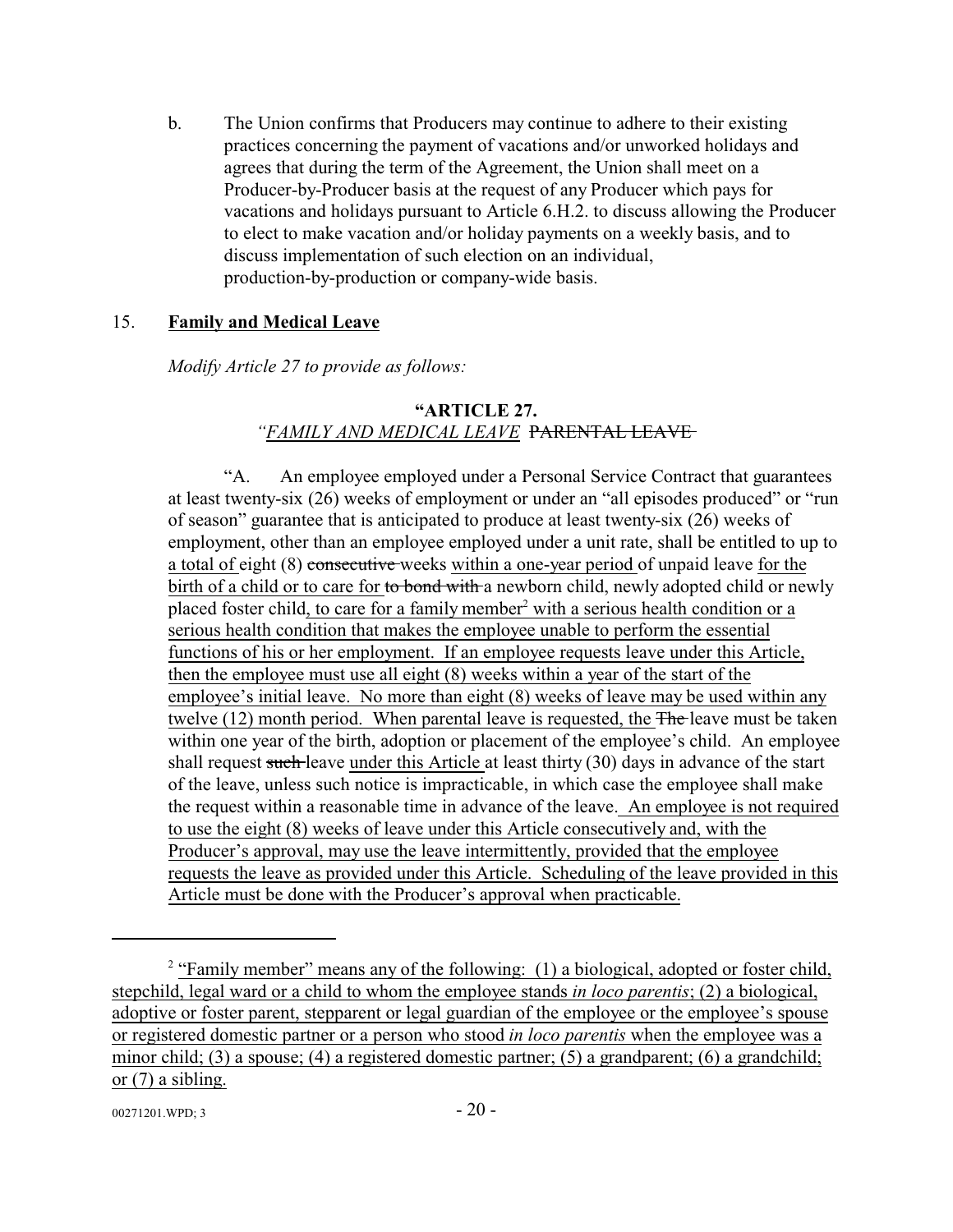b. The Union confirms that Producers may continue to adhere to their existing practices concerning the payment of vacations and/or unworked holidays and agrees that during the term of the Agreement, the Union shall meet on a Producer-by-Producer basis at the request of any Producer which pays for vacations and holidays pursuant to Article 6.H.2. to discuss allowing the Producer to elect to make vacation and/or holiday payments on a weekly basis, and to discuss implementation of such election on an individual, production-by-production or company-wide basis.

15. **Family and Medical Leave**

*Modify Article 27 to provide as follows:*

**"ARTICLE 27.**

*"FAMILY AND MEDICAL LEAVE* ~~PARENTAL LEAVE~~

"A. An employee employed under a Personal Service Contract that guarantees at least twenty-six (26) weeks of employment or under an "all episodes produced" or "run of season" guarantee that is anticipated to produce at least twenty-six (26) weeks of employment, other than an employee employed under a unit rate, shall be entitled to up to a total of eight (8) ~~consecutive~~ weeks within a one-year period of unpaid leave for the birth of a child or to care for ~~to bond with~~ a newborn child, newly adopted child or newly placed foster child, to care for a family member[2] with a serious health condition or a serious health condition that makes the employee unable to perform the essential functions of his or her employment. If an employee requests leave under this Article, then the employee must use all eight (8) weeks within a year of the start of the employee's initial leave. No more than eight (8) weeks of leave may be used within any twelve (12) month period. When parental leave is requested, the ~~The~~ leave must be taken within one year of the birth, adoption or placement of the employee's child. An employee shall request ~~such~~ leave under this Article at least thirty (30) days in advance of the start of the leave, unless such notice is impracticable, in which case the employee shall make the request within a reasonable time in advance of the leave. An employee is not required to use the eight (8) weeks of leave under this Article consecutively and, with the Producer's approval, may use the leave intermittently, provided that the employee requests the leave as provided under this Article. Scheduling of the leave provided in this Article must be done with the Producer's approval when practicable.

---

[2] "Family member" means any of the following: (1) a biological, adopted or foster child, stepchild, legal ward or a child to whom the employee stands *in loco parentis*; (2) a biological, adoptive or foster parent, stepparent or legal guardian of the employee or the employee's spouse or registered domestic partner or a person who stood *in loco parentis* when the employee was a minor child; (3) a spouse; (4) a registered domestic partner; (5) a grandparent; (6) a grandchild; or (7) a sibling.

00271201.WPD; 3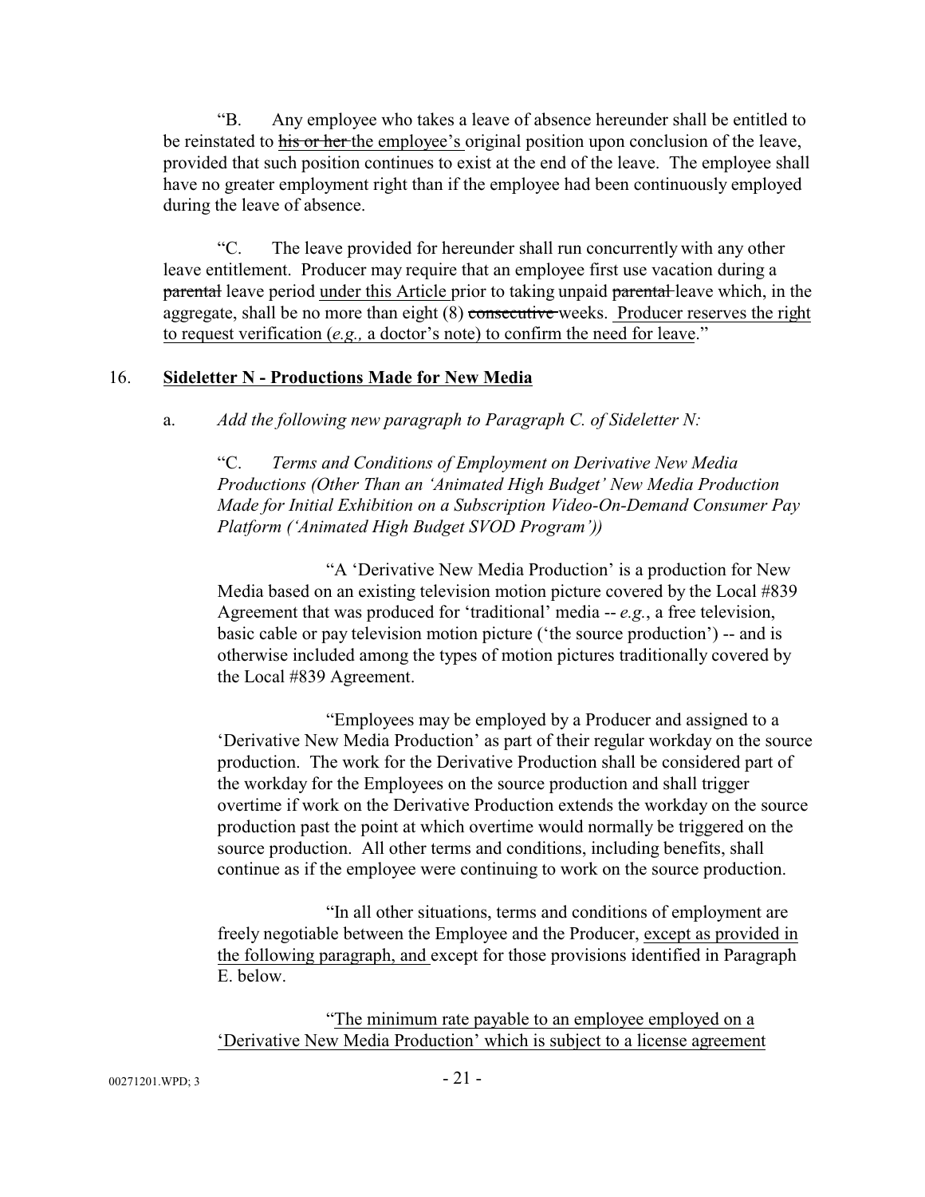"B. Any employee who takes a leave of absence hereunder shall be entitled to be reinstated to ~~his or her~~ the employee's original position upon conclusion of the leave, provided that such position continues to exist at the end of the leave. The employee shall have no greater employment right than if the employee had been continuously employed during the leave of absence.

"C. The leave provided for hereunder shall run concurrently with any other leave entitlement. Producer may require that an employee first use vacation during a ~~parental~~ leave period <u>under this Article</u> prior to taking unpaid ~~parental~~ leave which, in the aggregate, shall be no more than eight (8) ~~consecutive~~ weeks. <u>Producer reserves the right to request verification (*e.g.,* a doctor's note) to confirm the need for leave</u>."

16. **<u>Sideletter N - Productions Made for New Media</u>**

a. *Add the following new paragraph to Paragraph C. of Sideletter N:*

"C. *Terms and Conditions of Employment on Derivative New Media Productions (Other Than an 'Animated High Budget' New Media Production Made for Initial Exhibition on a Subscription Video-On-Demand Consumer Pay Platform ('Animated High Budget SVOD Program'))*

"A 'Derivative New Media Production' is a production for New Media based on an existing television motion picture covered by the Local #839 Agreement that was produced for 'traditional' media -- *e.g.*, a free television, basic cable or pay television motion picture ('the source production') -- and is otherwise included among the types of motion pictures traditionally covered by the Local #839 Agreement.

"Employees may be employed by a Producer and assigned to a 'Derivative New Media Production' as part of their regular workday on the source production. The work for the Derivative Production shall be considered part of the workday for the Employees on the source production and shall trigger overtime if work on the Derivative Production extends the workday on the source production past the point at which overtime would normally be triggered on the source production. All other terms and conditions, including benefits, shall continue as if the employee were continuing to work on the source production.

"In all other situations, terms and conditions of employment are freely negotiable between the Employee and the Producer, <u>except as provided in the following paragraph, and</u> except for those provisions identified in Paragraph E. below.

"<u>The minimum rate payable to an employee employed on a 'Derivative New Media Production' which is subject to a license agreement</u>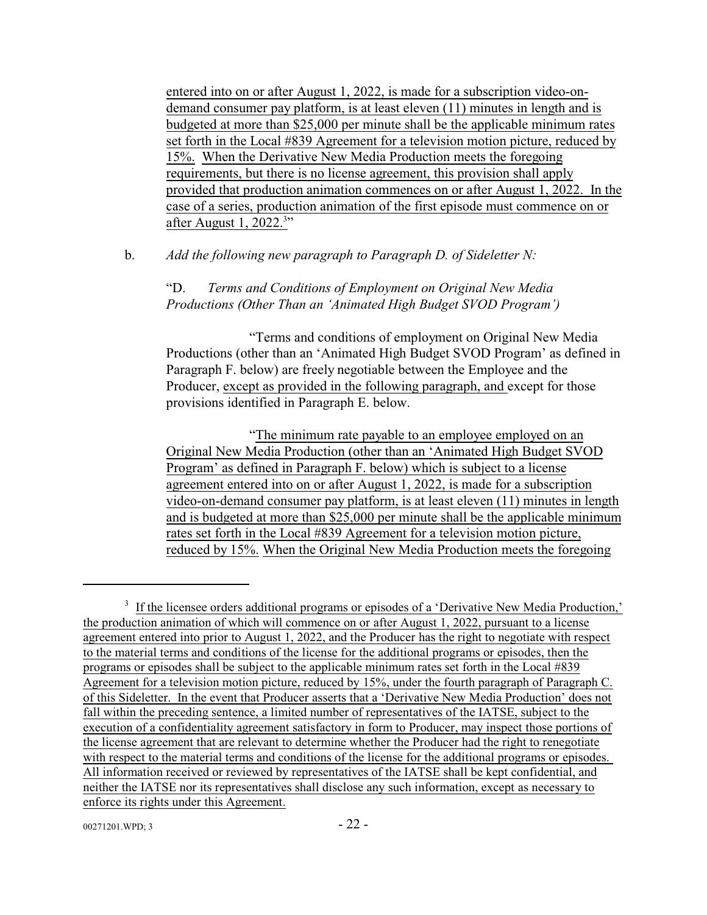entered into on or after August 1, 2022, is made for a subscription video-on-demand consumer pay platform, is at least eleven (11) minutes in length and is budgeted at more than $25,000 per minute shall be the applicable minimum rates set forth in the Local #839 Agreement for a television motion picture, reduced by 15%. When the Derivative New Media Production meets the foregoing requirements, but there is no license agreement, this provision shall apply provided that production animation commences on or after August 1, 2022. In the case of a series, production animation of the first episode must commence on or after August 1, 2022.[3]"

b. *Add the following new paragraph to Paragraph D. of Sideletter N:*

"D. *Terms and Conditions of Employment on Original New Media Productions (Other Than an 'Animated High Budget SVOD Program')*

"Terms and conditions of employment on Original New Media Productions (other than an 'Animated High Budget SVOD Program' as defined in Paragraph F. below) are freely negotiable between the Employee and the Producer, except as provided in the following paragraph, and except for those provisions identified in Paragraph E. below.

"The minimum rate payable to an employee employed on an Original New Media Production (other than an 'Animated High Budget SVOD Program' as defined in Paragraph F. below) which is subject to a license agreement entered into on or after August 1, 2022, is made for a subscription video-on-demand consumer pay platform, is at least eleven (11) minutes in length and is budgeted at more than $25,000 per minute shall be the applicable minimum rates set forth in the Local #839 Agreement for a television motion picture, reduced by 15%. When the Original New Media Production meets the foregoing

---

[3] If the licensee orders additional programs or episodes of a 'Derivative New Media Production,' the production animation of which will commence on or after August 1, 2022, pursuant to a license agreement entered into prior to August 1, 2022, and the Producer has the right to negotiate with respect to the material terms and conditions of the license for the additional programs or episodes, then the programs or episodes shall be subject to the applicable minimum rates set forth in the Local #839 Agreement for a television motion picture, reduced by 15%, under the fourth paragraph of Paragraph C. of this Sideletter. In the event that Producer asserts that a 'Derivative New Media Production' does not fall within the preceding sentence, a limited number of representatives of the IATSE, subject to the execution of a confidentiality agreement satisfactory in form to Producer, may inspect those portions of the license agreement that are relevant to determine whether the Producer had the right to renegotiate with respect to the material terms and conditions of the license for the additional programs or episodes. All information received or reviewed by representatives of the IATSE shall be kept confidential, and neither the IATSE nor its representatives shall disclose any such information, except as necessary to enforce its rights under this Agreement.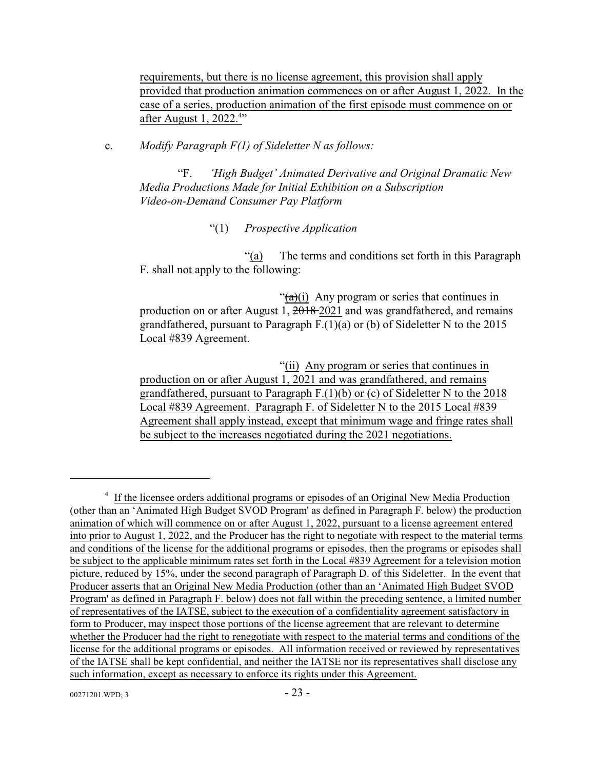requirements, but there is no license agreement, this provision shall apply provided that production animation commences on or after August 1, 2022. In the case of a series, production animation of the first episode must commence on or after August 1, 2022.[4]"

c. *Modify Paragraph F(1) of Sideletter N as follows:*

"F. *'High Budget' Animated Derivative and Original Dramatic New Media Productions Made for Initial Exhibition on a Subscription Video-on-Demand Consumer Pay Platform*

"(1) *Prospective Application*

"(a) The terms and conditions set forth in this Paragraph F. shall not apply to the following:

"~~(a)~~(i) Any program or series that continues in production on or after August 1, ~~2018~~ 2021 and was grandfathered, and remains grandfathered, pursuant to Paragraph F.(1)(a) or (b) of Sideletter N to the 2015 Local #839 Agreement.

"(ii) Any program or series that continues in production on or after August 1, 2021 and was grandfathered, and remains grandfathered, pursuant to Paragraph F.(1)(b) or (c) of Sideletter N to the 2018 Local #839 Agreement. Paragraph F. of Sideletter N to the 2015 Local #839 Agreement shall apply instead, except that minimum wage and fringe rates shall be subject to the increases negotiated during the 2021 negotiations.

---

[4] If the licensee orders additional programs or episodes of an Original New Media Production (other than an 'Animated High Budget SVOD Program' as defined in Paragraph F. below) the production animation of which will commence on or after August 1, 2022, pursuant to a license agreement entered into prior to August 1, 2022, and the Producer has the right to negotiate with respect to the material terms and conditions of the license for the additional programs or episodes, then the programs or episodes shall be subject to the applicable minimum rates set forth in the Local #839 Agreement for a television motion picture, reduced by 15%, under the second paragraph of Paragraph D. of this Sideletter. In the event that Producer asserts that an Original New Media Production (other than an 'Animated High Budget SVOD Program' as defined in Paragraph F. below) does not fall within the preceding sentence, a limited number of representatives of the IATSE, subject to the execution of a confidentiality agreement satisfactory in form to Producer, may inspect those portions of the license agreement that are relevant to determine whether the Producer had the right to renegotiate with respect to the material terms and conditions of the license for the additional programs or episodes. All information received or reviewed by representatives of the IATSE shall be kept confidential, and neither the IATSE nor its representatives shall disclose any such information, except as necessary to enforce its rights under this Agreement.

00271201.WPD; 3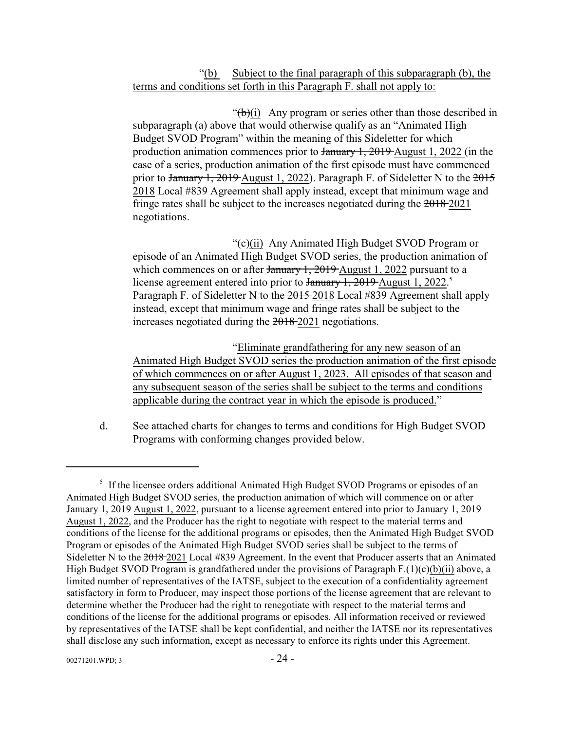"(b) Subject to the final paragraph of this subparagraph (b), the terms and conditions set forth in this Paragraph F. shall not apply to:

"~~(b)~~(i) Any program or series other than those described in subparagraph (a) above that would otherwise qualify as an "Animated High Budget SVOD Program" within the meaning of this Sideletter for which production animation commences prior to ~~January 1, 2019~~ August 1, 2022 (in the case of a series, production animation of the first episode must have commenced prior to ~~January 1, 2019~~ August 1, 2022). Paragraph F. of Sideletter N to the ~~2015~~ 2018 Local #839 Agreement shall apply instead, except that minimum wage and fringe rates shall be subject to the increases negotiated during the ~~2018~~ 2021 negotiations.

"~~(c)~~(ii) Any Animated High Budget SVOD Program or episode of an Animated High Budget SVOD series, the production animation of which commences on or after ~~January 1, 2019~~ August 1, 2022 pursuant to a license agreement entered into prior to ~~January 1, 2019~~ August 1, 2022.[5] Paragraph F. of Sideletter N to the ~~2015~~ 2018 Local #839 Agreement shall apply instead, except that minimum wage and fringe rates shall be subject to the increases negotiated during the ~~2018~~ 2021 negotiations.

"Eliminate grandfathering for any new season of an Animated High Budget SVOD series the production animation of the first episode of which commences on or after August 1, 2023. All episodes of that season and any subsequent season of the series shall be subject to the terms and conditions applicable during the contract year in which the episode is produced."

d. See attached charts for changes to terms and conditions for High Budget SVOD Programs with conforming changes provided below.

---

[5] If the licensee orders additional Animated High Budget SVOD Programs or episodes of an Animated High Budget SVOD series, the production animation of which will commence on or after ~~January 1, 2019~~ August 1, 2022, pursuant to a license agreement entered into prior to ~~January 1, 2019~~ August 1, 2022, and the Producer has the right to negotiate with respect to the material terms and conditions of the license for the additional programs or episodes, then the Animated High Budget SVOD Program or episodes of the Animated High Budget SVOD series shall be subject to the terms of Sideletter N to the ~~2018~~ 2021 Local #839 Agreement. In the event that Producer asserts that an Animated High Budget SVOD Program is grandfathered under the provisions of Paragraph F.(1)~~(c)~~(b)(ii) above, a limited number of representatives of the IATSE, subject to the execution of a confidentiality agreement satisfactory in form to Producer, may inspect those portions of the license agreement that are relevant to determine whether the Producer had the right to renegotiate with respect to the material terms and conditions of the license for the additional programs or episodes. All information received or reviewed by representatives of the IATSE shall be kept confidential, and neither the IATSE nor its representatives shall disclose any such information, except as necessary to enforce its rights under this Agreement.

00271201.WPD; 3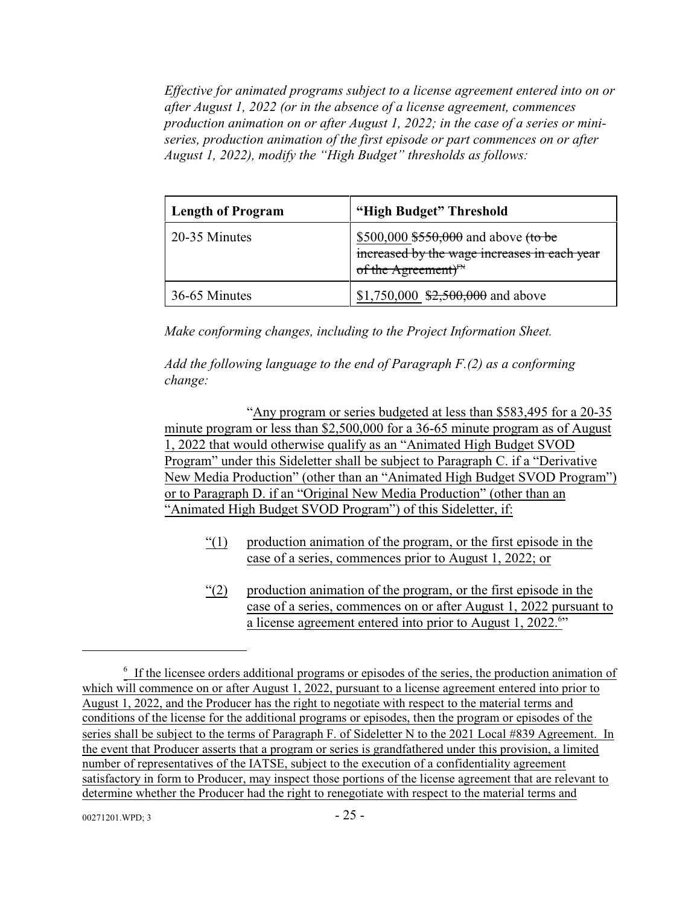*Effective for animated programs subject to a license agreement entered into on or after August 1, 2022 (or in the absence of a license agreement, commences production animation on or after August 1, 2022; in the case of a series or mini-series, production animation of the first episode or part commences on or after August 1, 2022), modify the "High Budget" thresholds as follows:*

| **Length of Program** | **"High Budget" Threshold** |
|---|---|
| 20-35 Minutes | <u>$500,000</u> ~~$550,000~~ and above ~~(to be increased by the wage increases in each year of the Agreement)[FN]~~ |
| 36-65 Minutes | <u>$1,750,000</u> ~~$2,500,000~~ and above |

*Make conforming changes, including to the Project Information Sheet.*

*Add the following language to the end of Paragraph F.(2) as a conforming change:*

"<u>Any program or series budgeted at less than $583,495 for a 20-35 minute program or less than $2,500,000 for a 36-65 minute program as of August 1, 2022 that would otherwise qualify as an "Animated High Budget SVOD Program" under this Sideletter shall be subject to Paragraph C. if a "Derivative New Media Production" (other than an "Animated High Budget SVOD Program") or to Paragraph D. if an "Original New Media Production" (other than an "Animated High Budget SVOD Program") of this Sideletter, if:</u>

<u>"(1)</u> <u>production animation of the program, or the first episode in the case of a series, commences prior to August 1, 2022; or</u>

<u>"(2)</u> <u>production animation of the program, or the first episode in the case of a series, commences on or after August 1, 2022 pursuant to a license agreement entered into prior to August 1, 2022.[6]</u>"

---

[6] <u>If the licensee orders additional programs or episodes of the series, the production animation of which will commence on or after August 1, 2022, pursuant to a license agreement entered into prior to August 1, 2022, and the Producer has the right to negotiate with respect to the material terms and conditions of the license for the additional programs or episodes, then the program or episodes of the series shall be subject to the terms of Paragraph F. of Sideletter N to the 2021 Local #839 Agreement. In the event that Producer asserts that a program or series is grandfathered under this provision, a limited number of representatives of the IATSE, subject to the execution of a confidentiality agreement satisfactory in form to Producer, may inspect those portions of the license agreement that are relevant to determine whether the Producer had the right to renegotiate with respect to the material terms and</u>

00271201.WPD; 3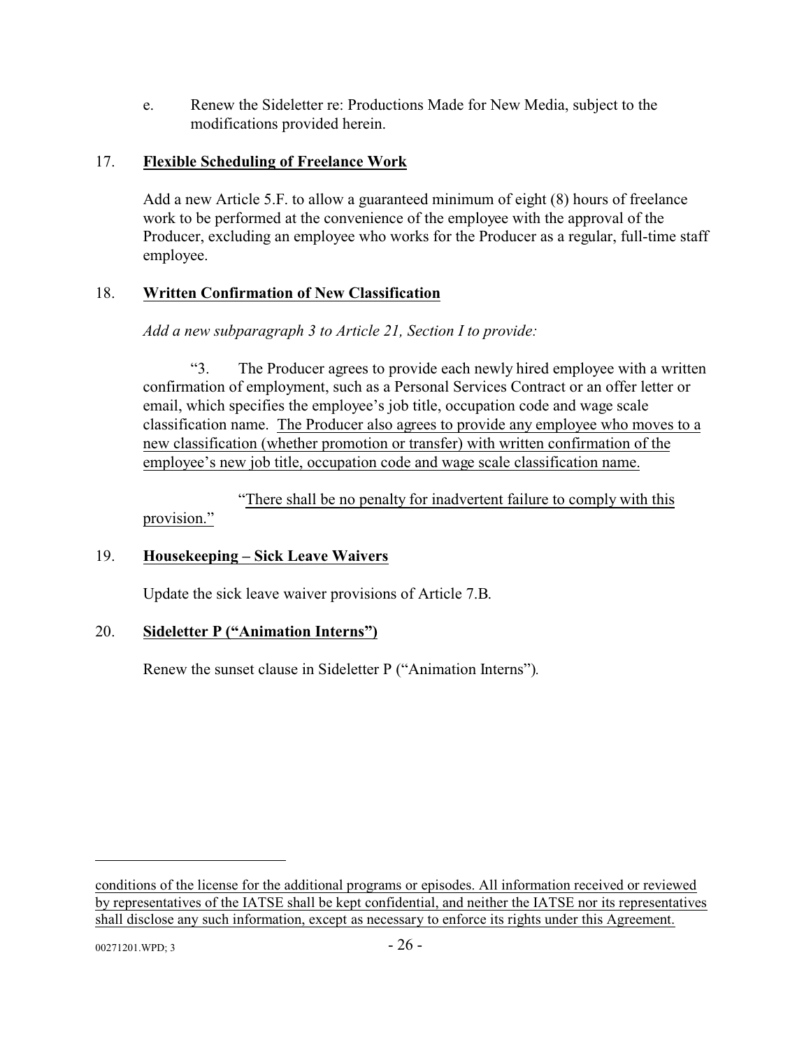e. Renew the Sideletter re: Productions Made for New Media, subject to the modifications provided herein.

17. **<u>Flexible Scheduling of Freelance Work</u>**

Add a new Article 5.F. to allow a guaranteed minimum of eight (8) hours of freelance work to be performed at the convenience of the employee with the approval of the Producer, excluding an employee who works for the Producer as a regular, full-time staff employee.

18. **<u>Written Confirmation of New Classification</u>**

*Add a new subparagraph 3 to Article 21, Section I to provide:*

"3. The Producer agrees to provide each newly hired employee with a written confirmation of employment, such as a Personal Services Contract or an offer letter or email, which specifies the employee's job title, occupation code and wage scale classification name. <u>The Producer also agrees to provide any employee who moves to a new classification (whether promotion or transfer) with written confirmation of the employee's new job title, occupation code and wage scale classification name.</u>

"<u>There shall be no penalty for inadvertent failure to comply with this provision.</u>"

19. **<u>Housekeeping – Sick Leave Waivers</u>**

Update the sick leave waiver provisions of Article 7.B.

20. **<u>Sideletter P ("Animation Interns")</u>**

Renew the sunset clause in Sideletter P ("Animation Interns").

---

<u>conditions of the license for the additional programs or episodes. All information received or reviewed by representatives of the IATSE shall be kept confidential, and neither the IATSE nor its representatives shall disclose any such information, except as necessary to enforce its rights under this Agreement.</u>

00271201.WPD; 3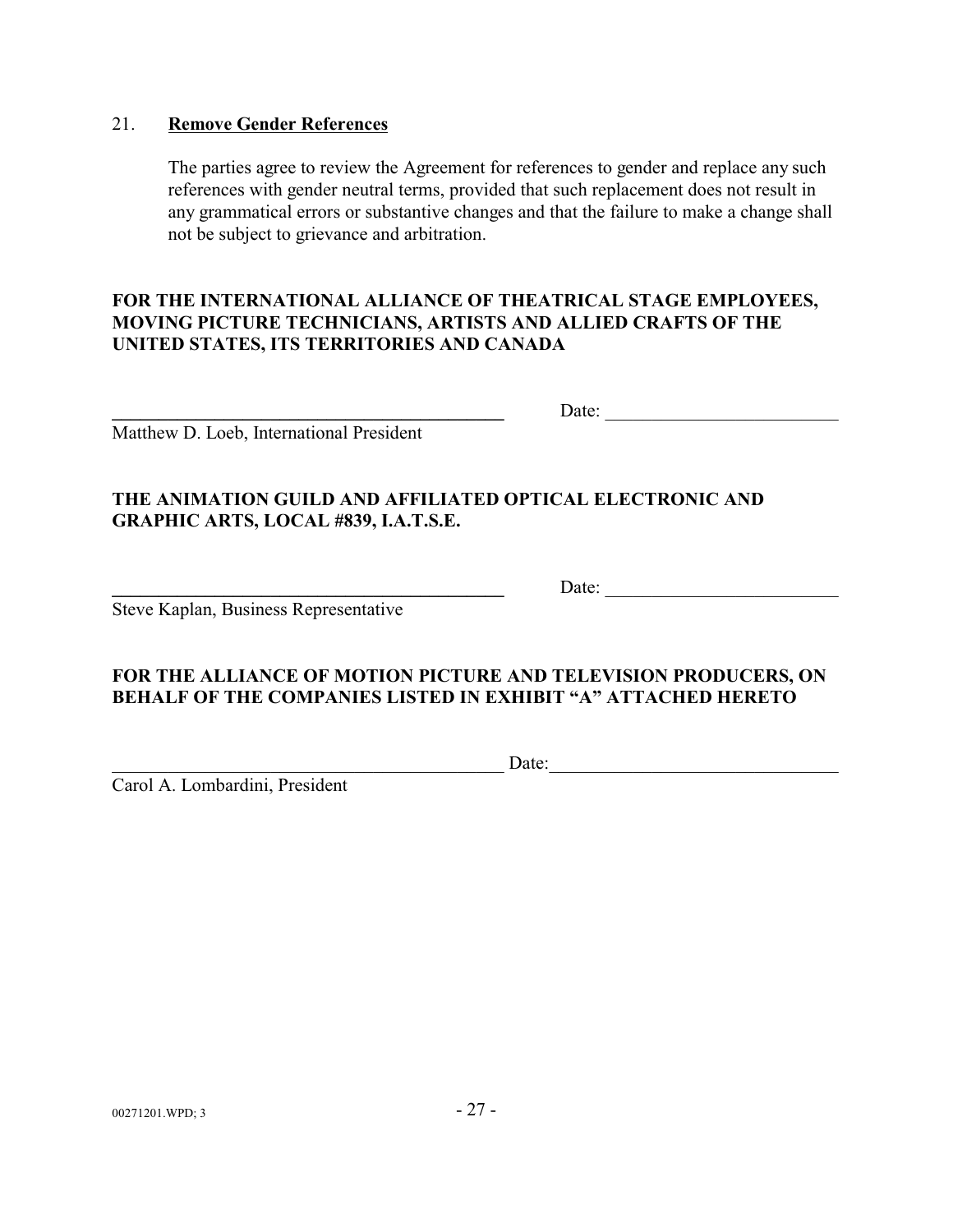21. **Remove Gender References**

The parties agree to review the Agreement for references to gender and replace any such references with gender neutral terms, provided that such replacement does not result in any grammatical errors or substantive changes and that the failure to make a change shall not be subject to grievance and arbitration.

**FOR THE INTERNATIONAL ALLIANCE OF THEATRICAL STAGE EMPLOYEES, MOVING PICTURE TECHNICIANS, ARTISTS AND ALLIED CRAFTS OF THE UNITED STATES, ITS TERRITORIES AND CANADA**

_____________________________________________ Date: __________________________

Matthew D. Loeb, International President

**THE ANIMATION GUILD AND AFFILIATED OPTICAL ELECTRONIC AND GRAPHIC ARTS, LOCAL #839, I.A.T.S.E.**

_____________________________________________ Date: __________________________

Steve Kaplan, Business Representative

**FOR THE ALLIANCE OF MOTION PICTURE AND TELEVISION PRODUCERS, ON BEHALF OF THE COMPANIES LISTED IN EXHIBIT "A" ATTACHED HERETO**

_____________________________________________ Date: __________________________

Carol A. Lombardini, President

00271201.WPD; 3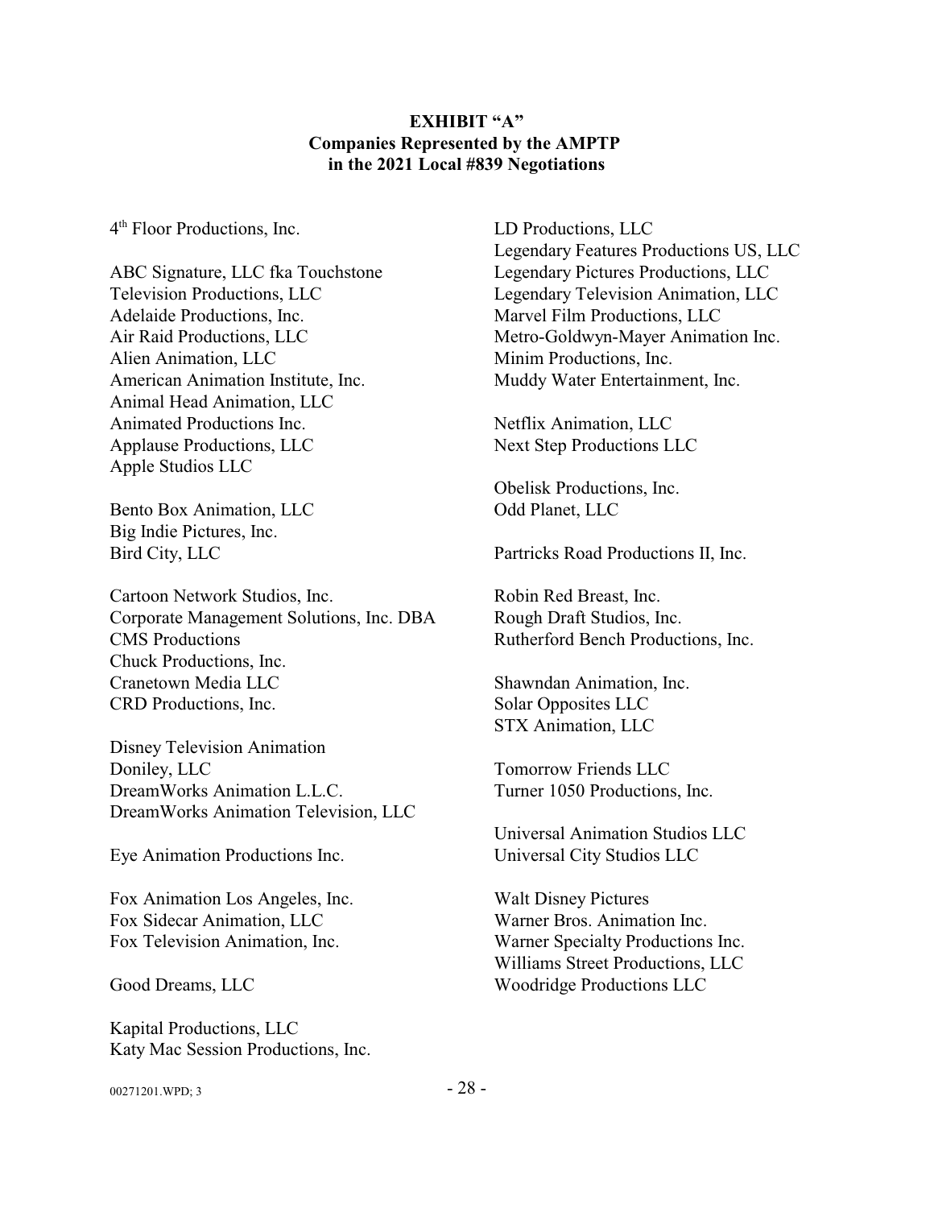**EXHIBIT "A"**
**Companies Represented by the AMPTP**
**in the 2021 Local #839 Negotiations**

4th Floor Productions, Inc.

ABC Signature, LLC fka Touchstone Television Productions, LLC
Adelaide Productions, Inc.
Air Raid Productions, LLC
Alien Animation, LLC
American Animation Institute, Inc.
Animal Head Animation, LLC
Animated Productions Inc.
Applause Productions, LLC
Apple Studios LLC

Bento Box Animation, LLC
Big Indie Pictures, Inc.
Bird City, LLC

Cartoon Network Studios, Inc.
Corporate Management Solutions, Inc. DBA CMS Productions
Chuck Productions, Inc.
Cranetown Media LLC
CRD Productions, Inc.

Disney Television Animation
Doniley, LLC
DreamWorks Animation L.L.C.
DreamWorks Animation Television, LLC

Eye Animation Productions Inc.

Fox Animation Los Angeles, Inc.
Fox Sidecar Animation, LLC
Fox Television Animation, Inc.

Good Dreams, LLC

Kapital Productions, LLC
Katy Mac Session Productions, Inc.

LD Productions, LLC
Legendary Features Productions US, LLC
Legendary Pictures Productions, LLC
Legendary Television Animation, LLC
Marvel Film Productions, LLC
Metro-Goldwyn-Mayer Animation Inc.
Minim Productions, Inc.
Muddy Water Entertainment, Inc.

Netflix Animation, LLC
Next Step Productions LLC

Obelisk Productions, Inc.
Odd Planet, LLC

Partricks Road Productions II, Inc.

Robin Red Breast, Inc.
Rough Draft Studios, Inc.
Rutherford Bench Productions, Inc.

Shawndan Animation, Inc.
Solar Opposites LLC
STX Animation, LLC

Tomorrow Friends LLC
Turner 1050 Productions, Inc.

Universal Animation Studios LLC
Universal City Studios LLC

Walt Disney Pictures
Warner Bros. Animation Inc.
Warner Specialty Productions Inc.
Williams Street Productions, LLC
Woodridge Productions LLC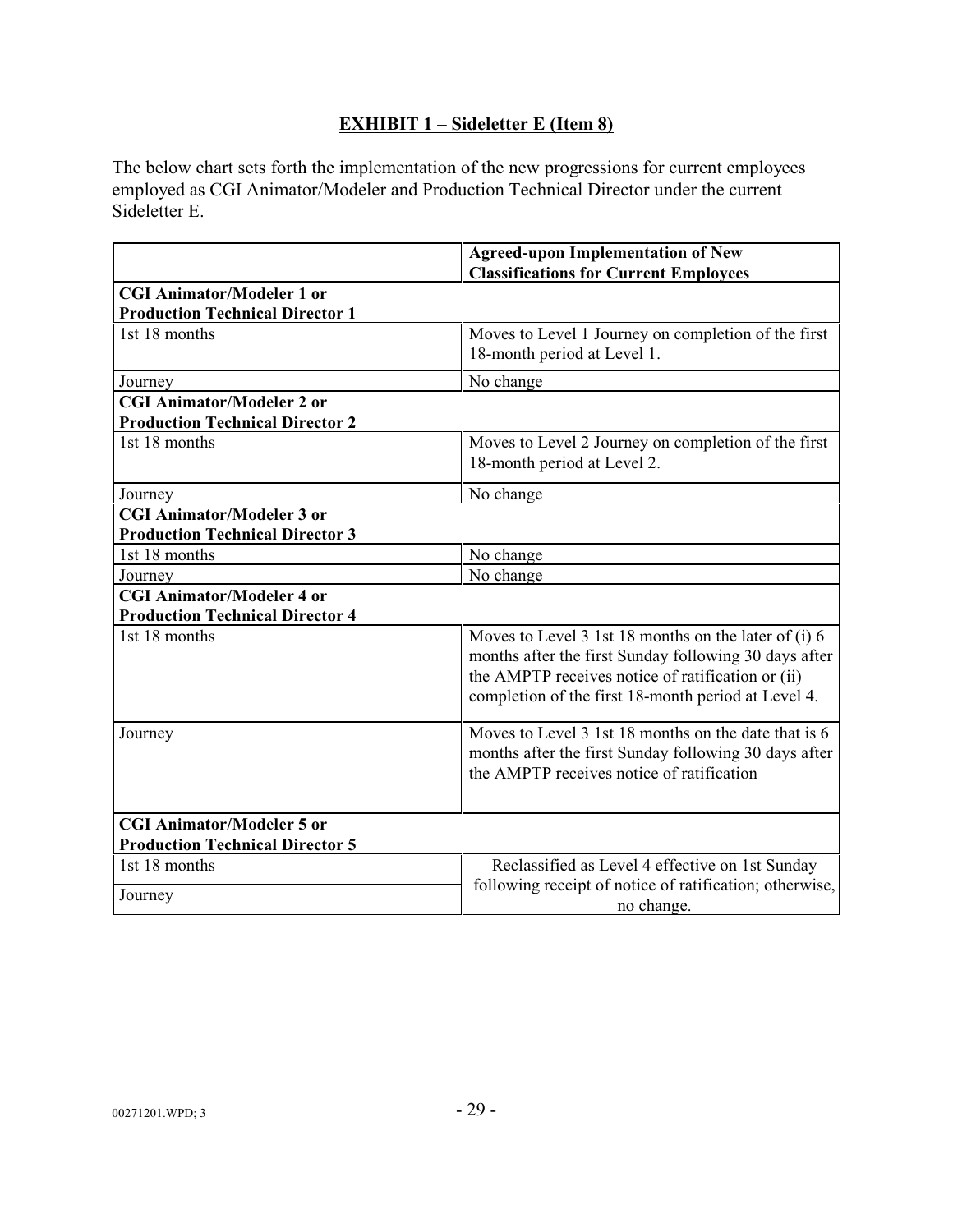## EXHIBIT 1 – Sideletter E (Item 8)

The below chart sets forth the implementation of the new progressions for current employees employed as CGI Animator/Modeler and Production Technical Director under the current Sideletter E.

| | **Agreed-upon Implementation of New Classifications for Current Employees** |
|---|---|
| **CGI Animator/Modeler 1 or Production Technical Director 1** | |
| 1st 18 months | Moves to Level 1 Journey on completion of the first 18-month period at Level 1. |
| Journey | No change |
| **CGI Animator/Modeler 2 or Production Technical Director 2** | |
| 1st 18 months | Moves to Level 2 Journey on completion of the first 18-month period at Level 2. |
| Journey | No change |
| **CGI Animator/Modeler 3 or Production Technical Director 3** | |
| 1st 18 months | No change |
| Journey | No change |
| **CGI Animator/Modeler 4 or Production Technical Director 4** | |
| 1st 18 months | Moves to Level 3 1st 18 months on the later of (i) 6 months after the first Sunday following 30 days after the AMPTP receives notice of ratification or (ii) completion of the first 18-month period at Level 4. |
| Journey | Moves to Level 3 1st 18 months on the date that is 6 months after the first Sunday following 30 days after the AMPTP receives notice of ratification |
| **CGI Animator/Modeler 5 or Production Technical Director 5** | |
| 1st 18 months | Reclassified as Level 4 effective on 1st Sunday following receipt of notice of ratification; otherwise, no change. |
| Journey | |

00271201.WPD; 3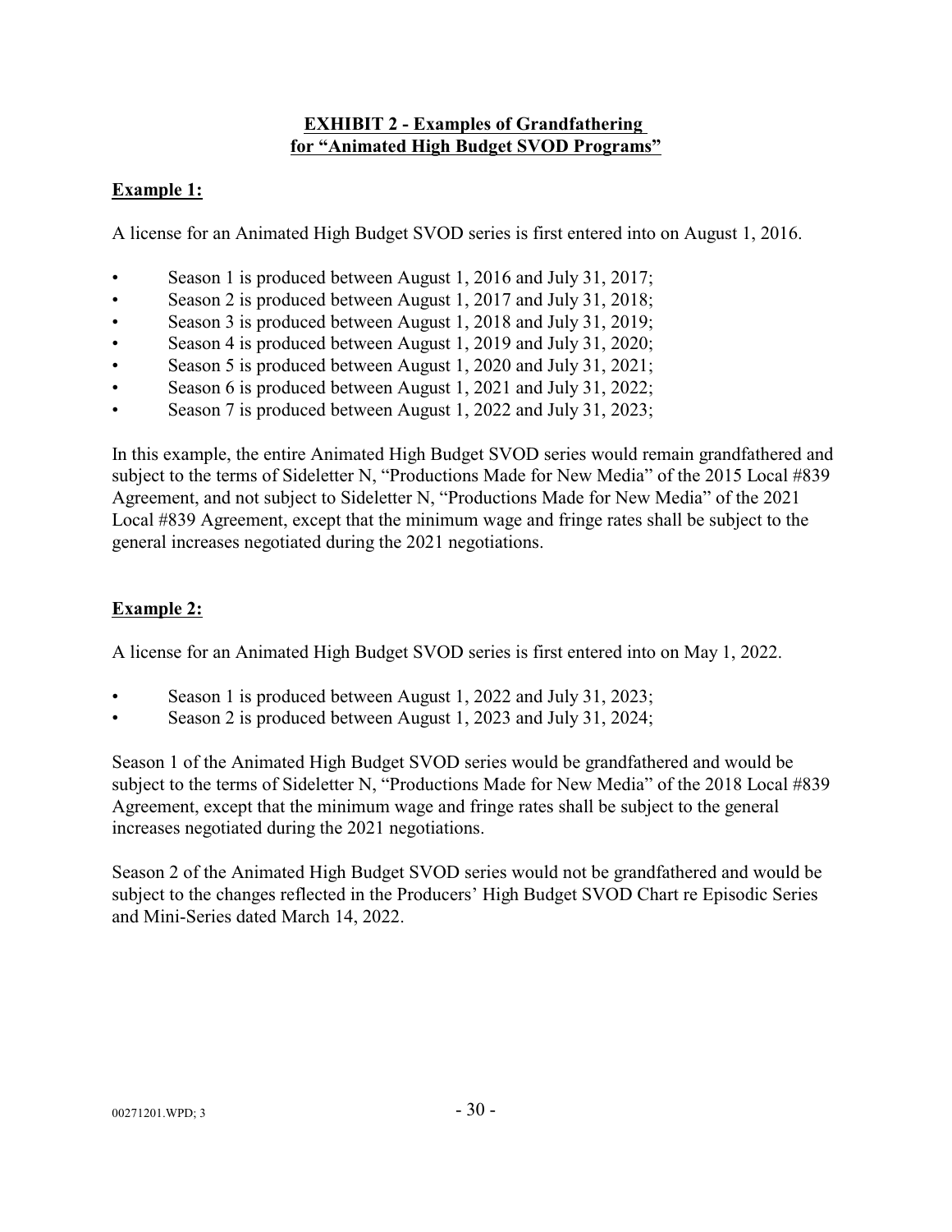## EXHIBIT 2 - Examples of Grandfathering for "Animated High Budget SVOD Programs"

**Example 1:**

A license for an Animated High Budget SVOD series is first entered into on August 1, 2016.

- Season 1 is produced between August 1, 2016 and July 31, 2017;
- Season 2 is produced between August 1, 2017 and July 31, 2018;
- Season 3 is produced between August 1, 2018 and July 31, 2019;
- Season 4 is produced between August 1, 2019 and July 31, 2020;
- Season 5 is produced between August 1, 2020 and July 31, 2021;
- Season 6 is produced between August 1, 2021 and July 31, 2022;
- Season 7 is produced between August 1, 2022 and July 31, 2023;

In this example, the entire Animated High Budget SVOD series would remain grandfathered and subject to the terms of Sideletter N, "Productions Made for New Media" of the 2015 Local #839 Agreement, and not subject to Sideletter N, "Productions Made for New Media" of the 2021 Local #839 Agreement, except that the minimum wage and fringe rates shall be subject to the general increases negotiated during the 2021 negotiations.

**Example 2:**

A license for an Animated High Budget SVOD series is first entered into on May 1, 2022.

- Season 1 is produced between August 1, 2022 and July 31, 2023;
- Season 2 is produced between August 1, 2023 and July 31, 2024;

Season 1 of the Animated High Budget SVOD series would be grandfathered and would be subject to the terms of Sideletter N, "Productions Made for New Media" of the 2018 Local #839 Agreement, except that the minimum wage and fringe rates shall be subject to the general increases negotiated during the 2021 negotiations.

Season 2 of the Animated High Budget SVOD series would not be grandfathered and would be subject to the changes reflected in the Producers' High Budget SVOD Chart re Episodic Series and Mini-Series dated March 14, 2022.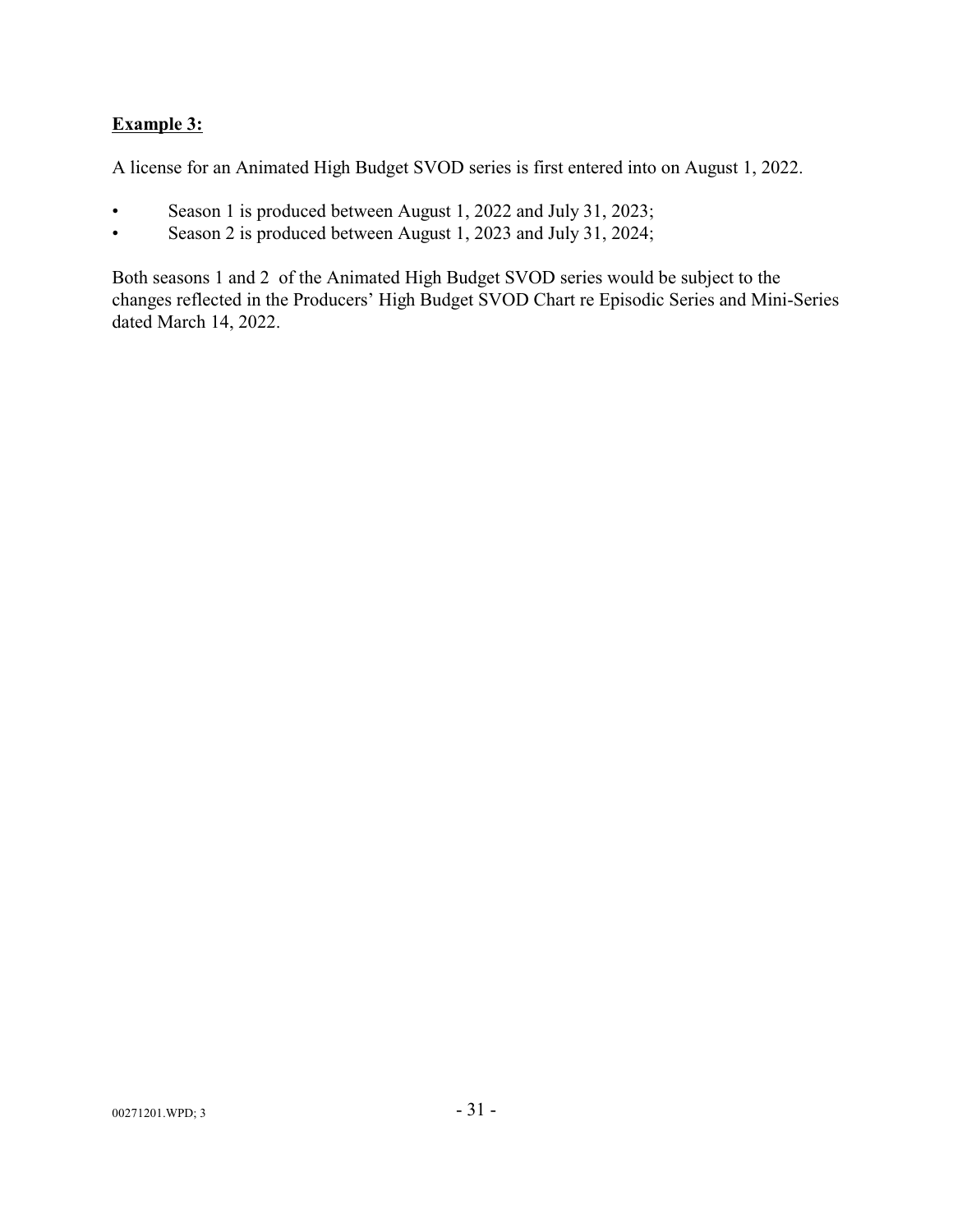**Example 3:**

A license for an Animated High Budget SVOD series is first entered into on August 1, 2022.

- Season 1 is produced between August 1, 2022 and July 31, 2023;
- Season 2 is produced between August 1, 2023 and July 31, 2024;

Both seasons 1 and 2 of the Animated High Budget SVOD series would be subject to the changes reflected in the Producers' High Budget SVOD Chart re Episodic Series and Mini-Series dated March 14, 2022.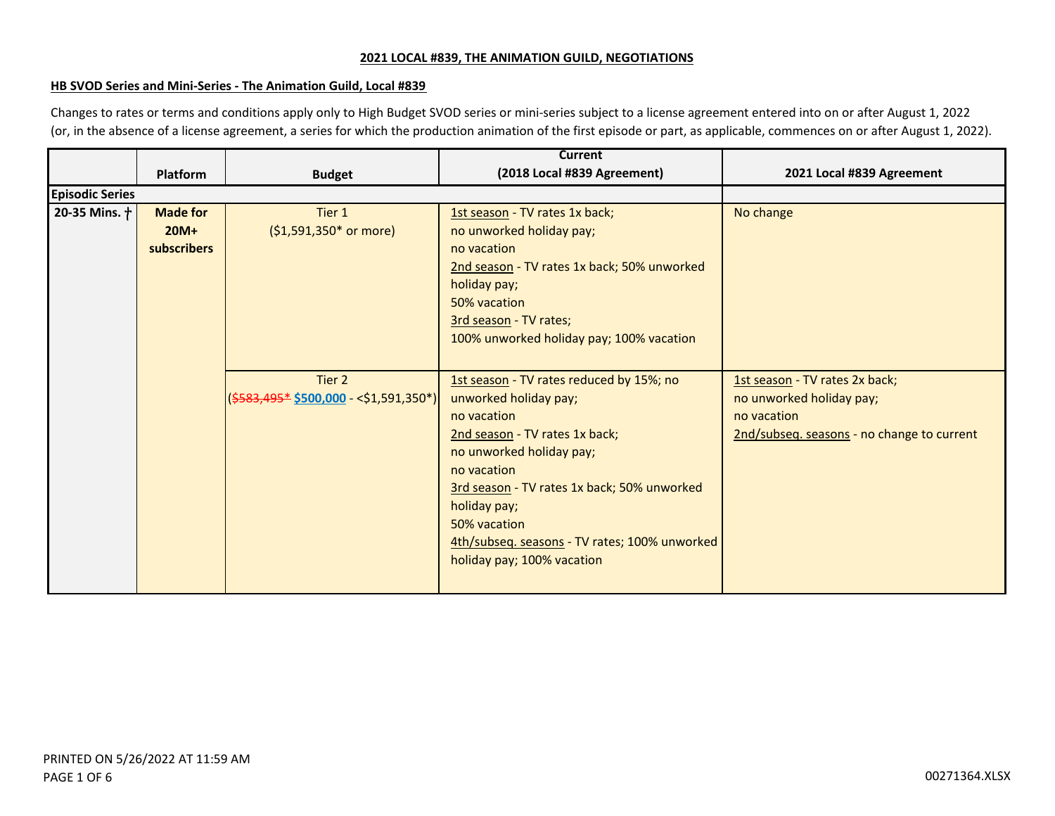**2021 LOCAL #839, THE ANIMATION GUILD, NEGOTIATIONS**

**HB SVOD Series and Mini-Series - The Animation Guild, Local #839**

Changes to rates or terms and conditions apply only to High Budget SVOD series or mini-series subject to a license agreement entered into on or after August 1, 2022 (or, in the absence of a license agreement, a series for which the production animation of the first episode or part, as applicable, commences on or after August 1, 2022).

| | Platform | Budget | Current (2018 Local #839 Agreement) | 2021 Local #839 Agreement |
|---|---|---|---|---|
| **Episodic Series** | | | | |
| **20-35 Mins. †** | **Made for 20M+ subscribers** | Tier 1 ($1,591,350* or more) | 1st season - TV rates 1x back; no unworked holiday pay; no vacation 2nd season - TV rates 1x back; 50% unworked holiday pay; 50% vacation 3rd season - TV rates; 100% unworked holiday pay; 100% vacation | No change |
| | | Tier 2 (~~$583,495*~~ $500,000 - <$1,591,350*) | 1st season - TV rates reduced by 15%; no unworked holiday pay; no vacation 2nd season - TV rates 1x back; no unworked holiday pay; no vacation 3rd season - TV rates 1x back; 50% unworked holiday pay; 50% vacation 4th/subseq. seasons - TV rates; 100% unworked holiday pay; 100% vacation | 1st season - TV rates 2x back; no unworked holiday pay; no vacation 2nd/subseq. seasons - no change to current |

PRINTED ON 5/26/2022 AT 11:59 AM

00271364.XLSX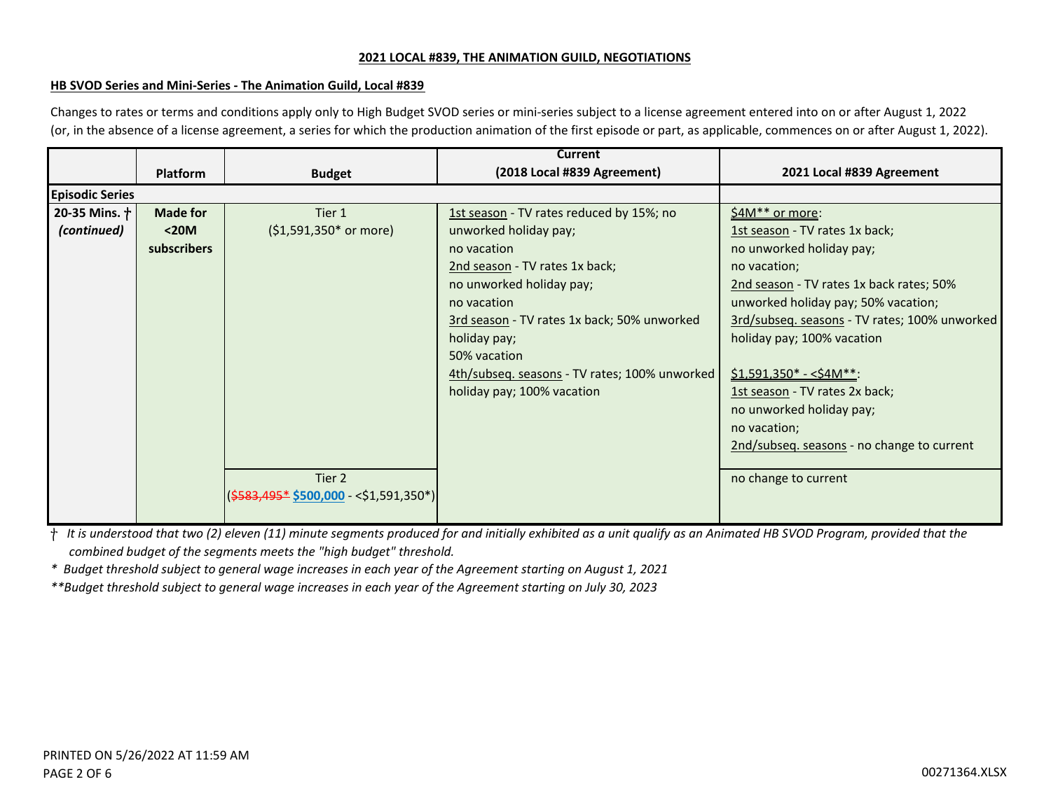**2021 LOCAL #839, THE ANIMATION GUILD, NEGOTIATIONS**

**HB SVOD Series and Mini-Series - The Animation Guild, Local #839**

Changes to rates or terms and conditions apply only to High Budget SVOD series or mini-series subject to a license agreement entered into on or after August 1, 2022 (or, in the absence of a license agreement, a series for which the production animation of the first episode or part, as applicable, commences on or after August 1, 2022).

| | Platform | Budget | Current (2018 Local #839 Agreement) | 2021 Local #839 Agreement |
|---|---|---|---|---|
| **Episodic Series** | | | | |
| **20-35 Mins. †** ***(continued)*** | **Made for <20M subscribers** | Tier 1 ($1,591,350* or more) | 1st season - TV rates reduced by 15%; no unworked holiday pay; no vacation<br>2nd season - TV rates 1x back; no unworked holiday pay; no vacation<br>3rd season - TV rates 1x back; 50% unworked holiday pay; 50% vacation<br>4th/subseq. seasons - TV rates; 100% unworked holiday pay; 100% vacation | $4M** or more:<br>1st season - TV rates 1x back; no unworked holiday pay; no vacation;<br>2nd season - TV rates 1x back rates; 50% unworked holiday pay; 50% vacation;<br>3rd/subseq. seasons - TV rates; 100% unworked holiday pay; 100% vacation<br><br>$1,591,350* - <$4M**:<br>1st season - TV rates 2x back; no unworked holiday pay; no vacation;<br>2nd/subseq. seasons - no change to current |
| | | Tier 2 (~~$583,495*~~ **$500,000** - <$1,591,350*) | | no change to current |

† *It is understood that two (2) eleven (11) minute segments produced for and initially exhibited as a unit qualify as an Animated HB SVOD Program, provided that the combined budget of the segments meets the "high budget" threshold.*

\* *Budget threshold subject to general wage increases in each year of the Agreement starting on August 1, 2021*

\*\**Budget threshold subject to general wage increases in each year of the Agreement starting on July 30, 2023*

PRINTED ON 5/26/2022 AT 11:59 AM

00271364.XLSX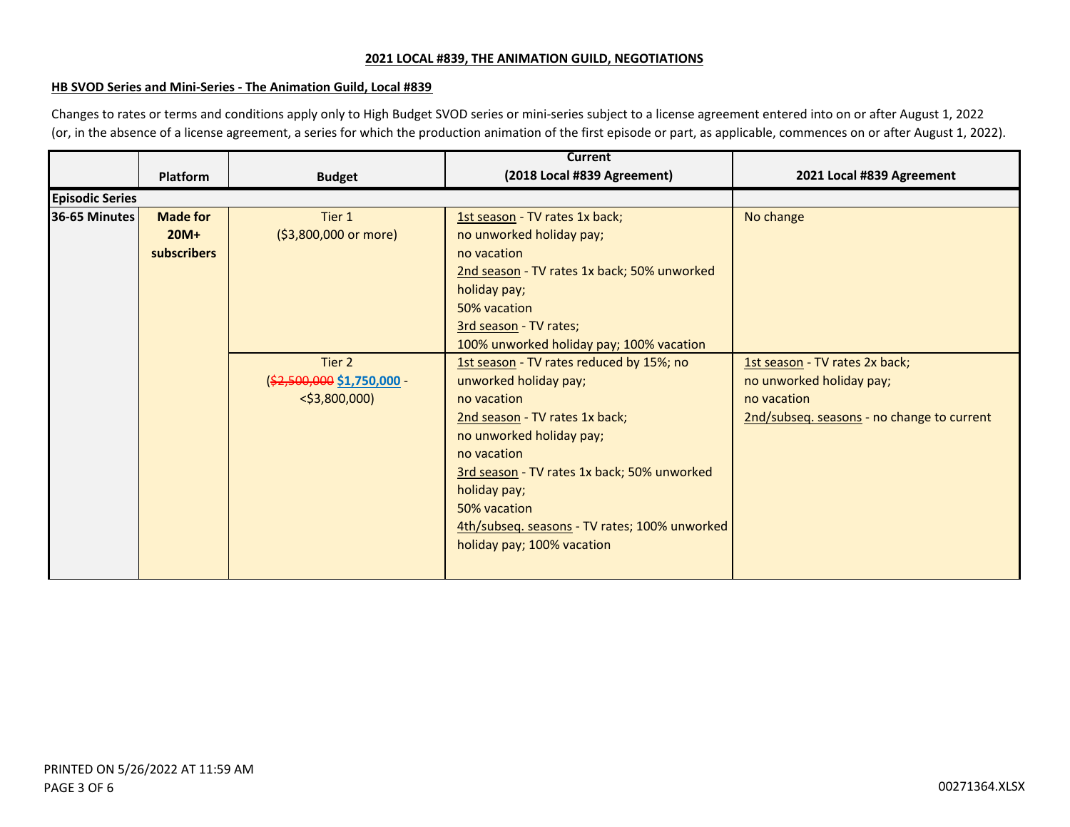**2021 LOCAL #839, THE ANIMATION GUILD, NEGOTIATIONS**

**HB SVOD Series and Mini-Series - The Animation Guild, Local #839**

Changes to rates or terms and conditions apply only to High Budget SVOD series or mini-series subject to a license agreement entered into on or after August 1, 2022 (or, in the absence of a license agreement, a series for which the production animation of the first episode or part, as applicable, commences on or after August 1, 2022).

| | Platform | Budget | Current (2018 Local #839 Agreement) | 2021 Local #839 Agreement |
|---|---|---|---|---|
| **Episodic Series** | | | | |
| **36-65 Minutes** | **Made for 20M+ subscribers** | Tier 1 ($3,800,000 or more) | 1st season - TV rates 1x back; no unworked holiday pay; no vacation<br>2nd season - TV rates 1x back; 50% unworked holiday pay; 50% vacation<br>3rd season - TV rates; 100% unworked holiday pay; 100% vacation | No change |
| | | Tier 2 (~~$2,500,000~~ **$1,750,000** - <$3,800,000) | 1st season - TV rates reduced by 15%; no unworked holiday pay; no vacation<br>2nd season - TV rates 1x back; no unworked holiday pay; no vacation<br>3rd season - TV rates 1x back; 50% unworked holiday pay; 50% vacation<br>4th/subseq. seasons - TV rates; 100% unworked holiday pay; 100% vacation | 1st season - TV rates 2x back; no unworked holiday pay; no vacation<br>2nd/subseq. seasons - no change to current |

PRINTED ON 5/26/2022 AT 11:59 AM

00271364.XLSX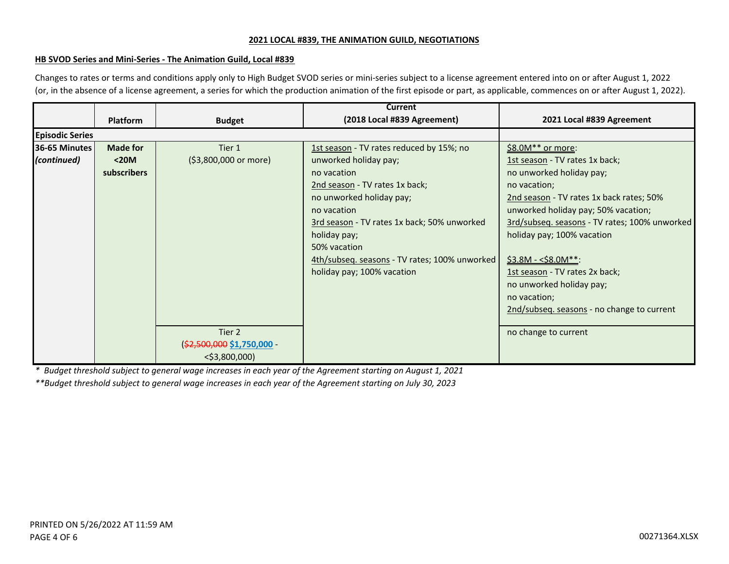**2021 LOCAL #839, THE ANIMATION GUILD, NEGOTIATIONS**

**HB SVOD Series and Mini-Series - The Animation Guild, Local #839**

Changes to rates or terms and conditions apply only to High Budget SVOD series or mini-series subject to a license agreement entered into on or after August 1, 2022 (or, in the absence of a license agreement, a series for which the production animation of the first episode or part, as applicable, commences on or after August 1, 2022).

| | Platform | Budget | Current (2018 Local #839 Agreement) | 2021 Local #839 Agreement |
|---|---|---|---|---|
| **Episodic Series** | | | | |
| **36-65 Minutes** *(continued)* | **Made for <20M subscribers** | Tier 1 ($3,800,000 or more) | 1st season - TV rates reduced by 15%; no unworked holiday pay; no vacation<br>2nd season - TV rates 1x back; no unworked holiday pay; no vacation<br>3rd season - TV rates 1x back; 50% unworked holiday pay; 50% vacation<br>4th/subseq. seasons - TV rates; 100% unworked holiday pay; 100% vacation | $8.0M** or more:<br>1st season - TV rates 1x back; no unworked holiday pay; no vacation;<br>2nd season - TV rates 1x back rates; 50% unworked holiday pay; 50% vacation;<br>3rd/subseq. seasons - TV rates; 100% unworked holiday pay; 100% vacation<br><br>$3.8M - <$8.0M**:<br>1st season - TV rates 2x back; no unworked holiday pay; no vacation;<br>2nd/subseq. seasons - no change to current |
| | | Tier 2 (~~$2,500,000~~ **$1,750,000** - <$3,800,000) | | no change to current |

*\* Budget threshold subject to general wage increases in each year of the Agreement starting on August 1, 2021*

*\*\*Budget threshold subject to general wage increases in each year of the Agreement starting on July 30, 2023*

PRINTED ON 5/26/2022 AT 11:59 AM

00271364.XLSX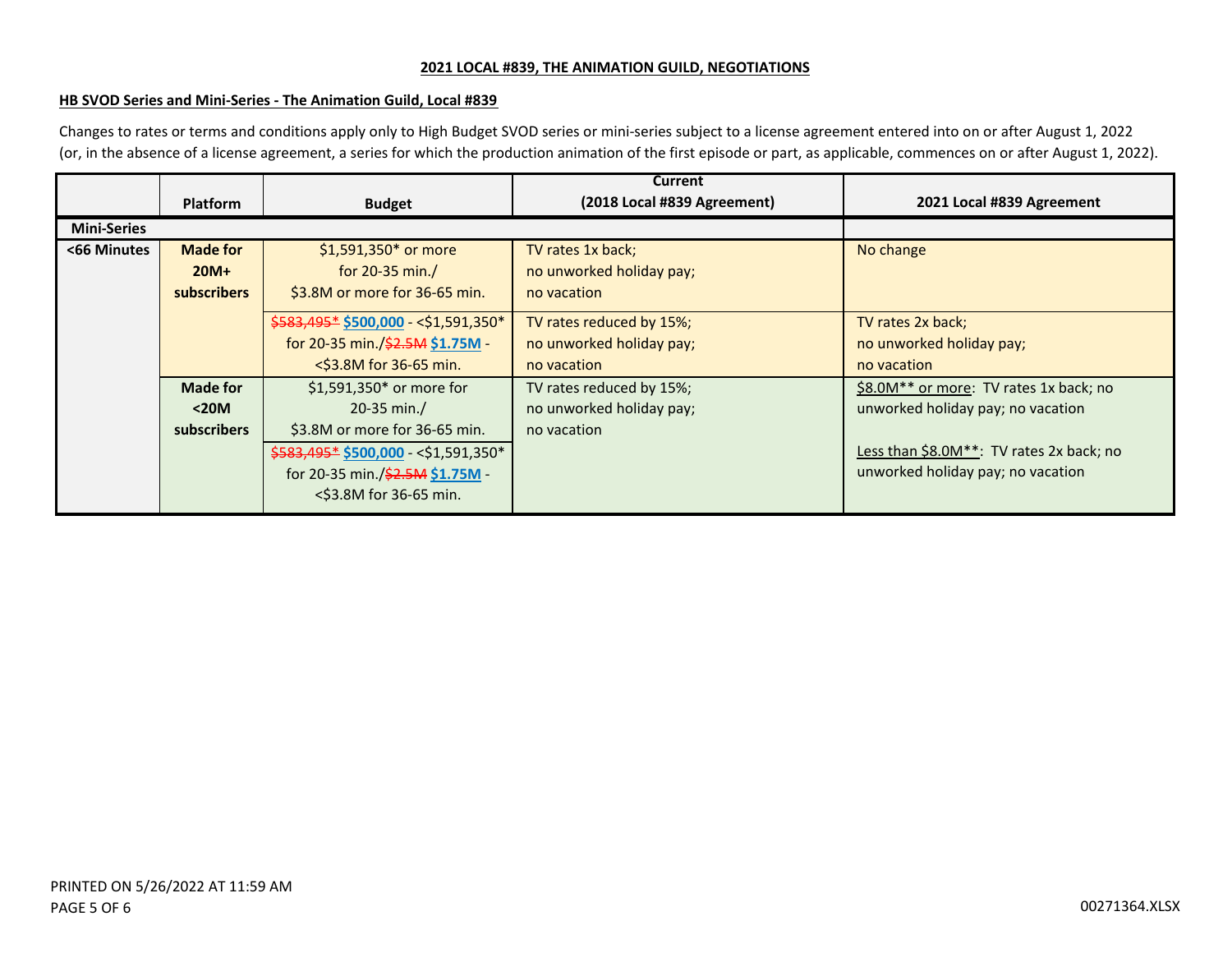**2021 LOCAL #839, THE ANIMATION GUILD, NEGOTIATIONS**

**HB SVOD Series and Mini-Series - The Animation Guild, Local #839**

Changes to rates or terms and conditions apply only to High Budget SVOD series or mini-series subject to a license agreement entered into on or after August 1, 2022 (or, in the absence of a license agreement, a series for which the production animation of the first episode or part, as applicable, commences on or after August 1, 2022).

| | Platform | Budget | Current (2018 Local #839 Agreement) | 2021 Local #839 Agreement |
|---|---|---|---|---|
| **Mini-Series** | | | | |
| **<66 Minutes** | **Made for 20M+ subscribers** | $1,591,350* or more for 20-35 min./ $3.8M or more for 36-65 min. | TV rates 1x back; no unworked holiday pay; no vacation | No change |
| | | ~~$583,495*~~ **$500,000** - <$1,591,350* for 20-35 min./~~$2.5M~~ **$1.75M** - <$3.8M for 36-65 min. | TV rates reduced by 15%; no unworked holiday pay; no vacation | TV rates 2x back; no unworked holiday pay; no vacation |
| | **Made for <20M subscribers** | $1,591,350* or more for 20-35 min./ $3.8M or more for 36-65 min. | TV rates reduced by 15%; no unworked holiday pay; no vacation | $8.0M** or more: TV rates 1x back; no unworked holiday pay; no vacation |
| | | ~~$583,495*~~ **$500,000** - <$1,591,350* for 20-35 min./~~$2.5M~~ **$1.75M** - <$3.8M for 36-65 min. | | Less than $8.0M**: TV rates 2x back; no unworked holiday pay; no vacation |

PRINTED ON 5/26/2022 AT 11:59 AM

00271364.XLSX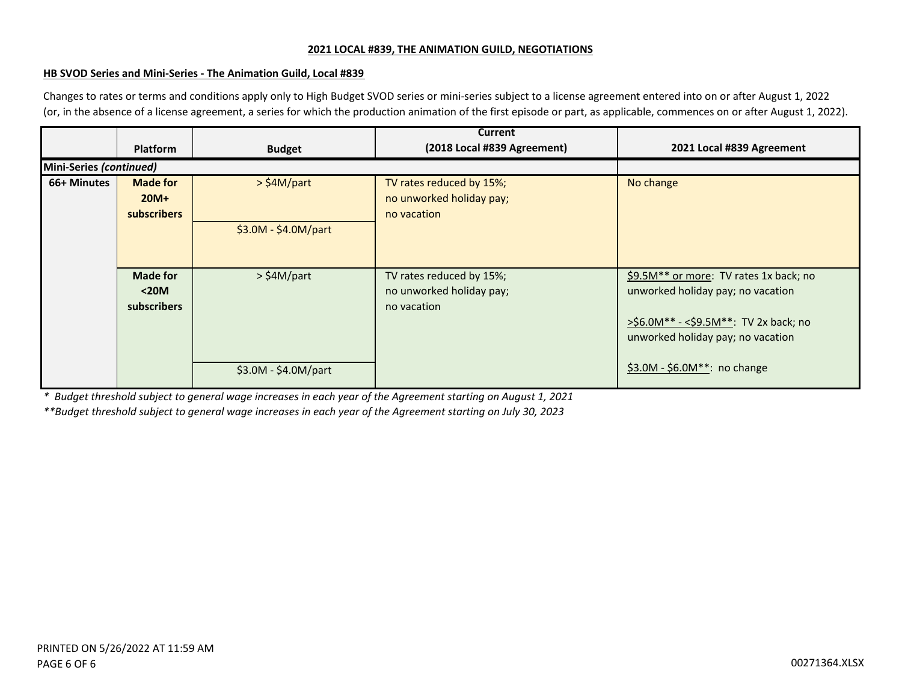**2021 LOCAL #839, THE ANIMATION GUILD, NEGOTIATIONS**

**HB SVOD Series and Mini-Series - The Animation Guild, Local #839**

Changes to rates or terms and conditions apply only to High Budget SVOD series or mini-series subject to a license agreement entered into on or after August 1, 2022 (or, in the absence of a license agreement, a series for which the production animation of the first episode or part, as applicable, commences on or after August 1, 2022).

| | Platform | Budget | Current (2018 Local #839 Agreement) | 2021 Local #839 Agreement |
|---|---|---|---|---|
| **Mini-Series *(continued)*** | | | | |
| **66+ Minutes** | **Made for 20M+ subscribers** | > $4M/part | TV rates reduced by 15%; no unworked holiday pay; no vacation | No change |
| | | $3.0M - $4.0M/part | | |
| | **Made for <20M subscribers** | > $4M/part | TV rates reduced by 15%; no unworked holiday pay; no vacation | $9.5M** or more: TV rates 1x back; no unworked holiday pay; no vacation<br><br>>$6.0M** - <$9.5M**: TV 2x back; no unworked holiday pay; no vacation<br><br>$3.0M - $6.0M**: no change |
| | | $3.0M - $4.0M/part | | |

*\* Budget threshold subject to general wage increases in each year of the Agreement starting on August 1, 2021*

*\*\*Budget threshold subject to general wage increases in each year of the Agreement starting on July 30, 2023*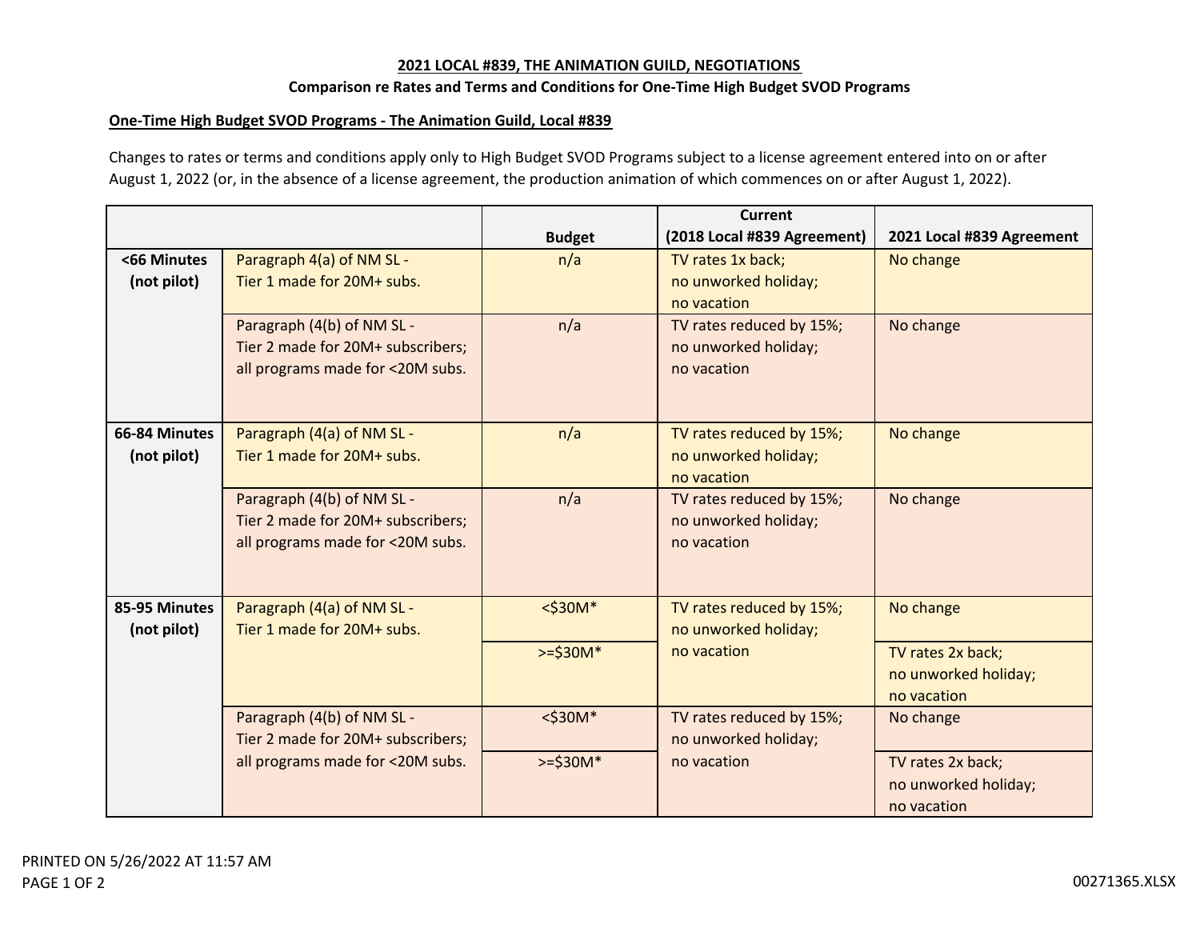**2021 LOCAL #839, THE ANIMATION GUILD, NEGOTIATIONS**

**Comparison re Rates and Terms and Conditions for One-Time High Budget SVOD Programs**

**One-Time High Budget SVOD Programs - The Animation Guild, Local #839**

Changes to rates or terms and conditions apply only to High Budget SVOD Programs subject to a license agreement entered into on or after August 1, 2022 (or, in the absence of a license agreement, the production animation of which commences on or after August 1, 2022).

| | | Budget | Current (2018 Local #839 Agreement) | 2021 Local #839 Agreement |
|---|---|---|---|---|
| **<66 Minutes (not pilot)** | Paragraph 4(a) of NM SL - Tier 1 made for 20M+ subs. | n/a | TV rates 1x back; no unworked holiday; no vacation | No change |
| | Paragraph (4(b) of NM SL - Tier 2 made for 20M+ subscribers; all programs made for <20M subs. | n/a | TV rates reduced by 15%; no unworked holiday; no vacation | No change |
| **66-84 Minutes (not pilot)** | Paragraph (4(a) of NM SL - Tier 1 made for 20M+ subs. | n/a | TV rates reduced by 15%; no unworked holiday; no vacation | No change |
| | Paragraph (4(b) of NM SL - Tier 2 made for 20M+ subscribers; all programs made for <20M subs. | n/a | TV rates reduced by 15%; no unworked holiday; no vacation | No change |
| **85-95 Minutes (not pilot)** | Paragraph (4(a) of NM SL - Tier 1 made for 20M+ subs. | <$30M* | TV rates reduced by 15%; no unworked holiday; no vacation | No change |
| | | >=$30M* | | TV rates 2x back; no unworked holiday; no vacation |
| | Paragraph (4(b) of NM SL - Tier 2 made for 20M+ subscribers; all programs made for <20M subs. | <$30M* | TV rates reduced by 15%; no unworked holiday; no vacation | No change |
| | | >=$30M* | | TV rates 2x back; no unworked holiday; no vacation |

PRINTED ON 5/26/2022 AT 11:57 AM

00271365.XLSX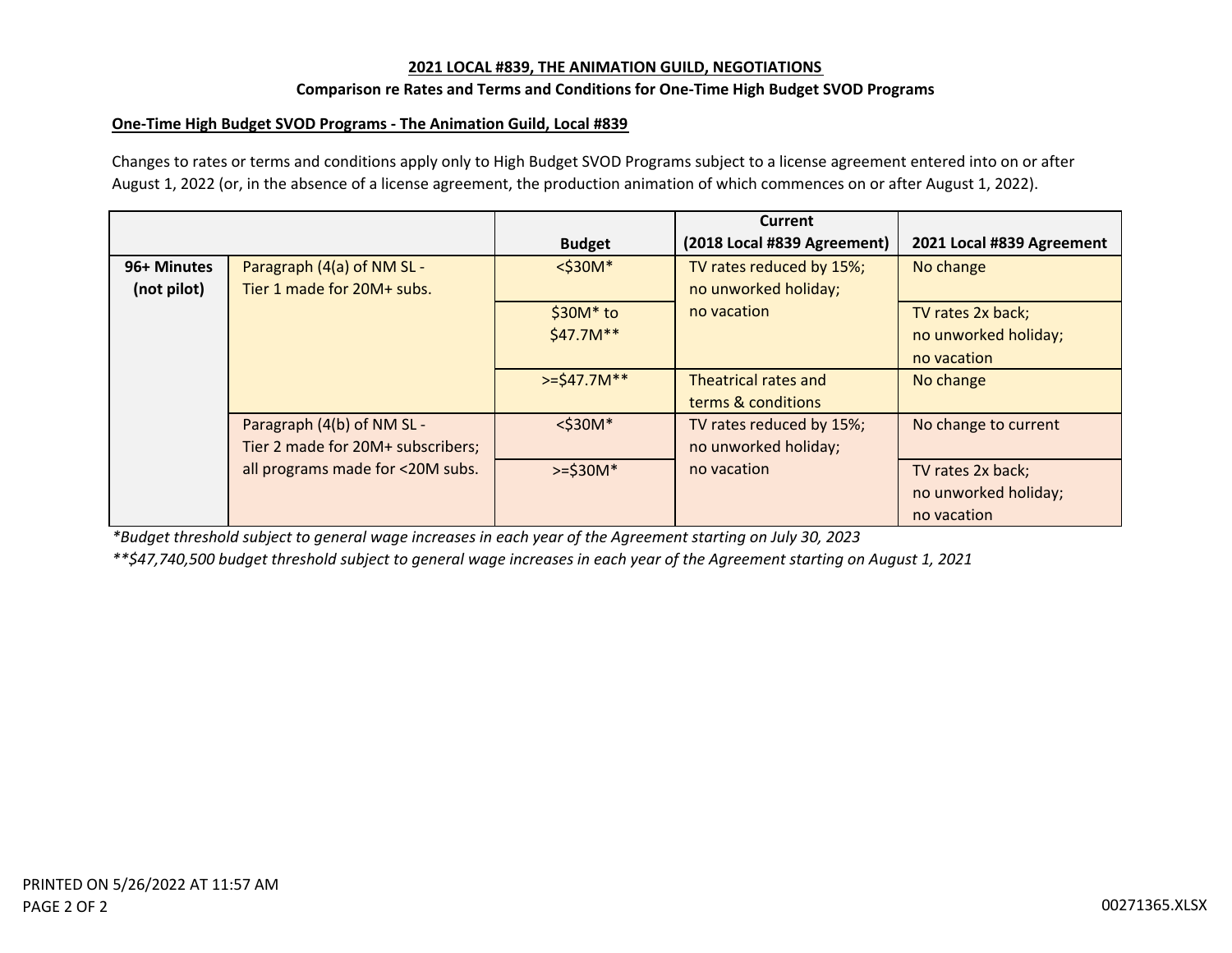**2021 LOCAL #839, THE ANIMATION GUILD, NEGOTIATIONS**

**Comparison re Rates and Terms and Conditions for One-Time High Budget SVOD Programs**

**One-Time High Budget SVOD Programs - The Animation Guild, Local #839**

Changes to rates or terms and conditions apply only to High Budget SVOD Programs subject to a license agreement entered into on or after August 1, 2022 (or, in the absence of a license agreement, the production animation of which commences on or after August 1, 2022).

| | | Budget | Current (2018 Local #839 Agreement) | 2021 Local #839 Agreement |
|---|---|---|---|---|
| **96+ Minutes (not pilot)** | Paragraph (4(a) of NM SL - Tier 1 made for 20M+ subs. | <$30M* | TV rates reduced by 15%; no unworked holiday; no vacation | No change |
| | | $30M* to $47.7M** | | TV rates 2x back; no unworked holiday; no vacation |
| | | >=$47.7M** | Theatrical rates and terms & conditions | No change |
| | Paragraph (4(b) of NM SL - Tier 2 made for 20M+ subscribers; all programs made for <20M subs. | <$30M* | TV rates reduced by 15%; no unworked holiday; no vacation | No change to current |
| | | >=$30M* | | TV rates 2x back; no unworked holiday; no vacation |

*\*Budget threshold subject to general wage increases in each year of the Agreement starting on July 30, 2023*

*\*\*$47,740,500 budget threshold subject to general wage increases in each year of the Agreement starting on August 1, 2021*

PRINTED ON 5/26/2022 AT 11:57 AM

00271365.XLSX